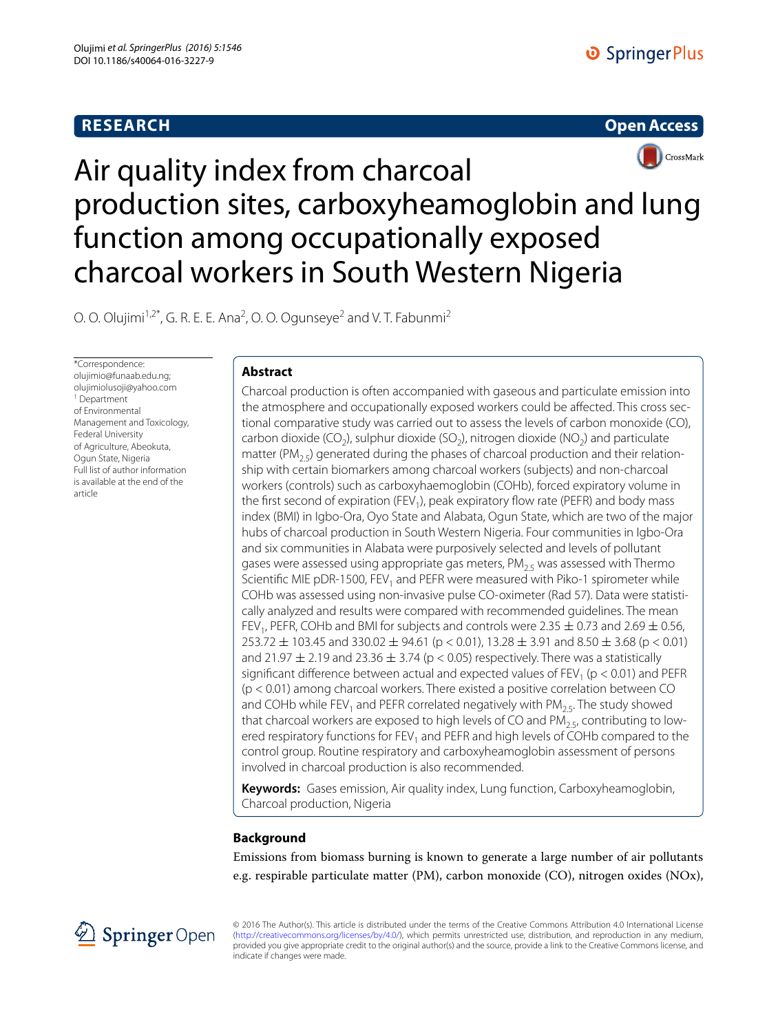**RESEARCH** **Open Access**

# Air quality index from charcoal production sites, carboxyheamoglobin and lung function among occupationally exposed charcoal workers in South Western Nigeria

O. O. Olujimi[1,2*], G. R. E. E. Ana[2], O. O. Ogunseye[2] and V. T. Fabunmi[2]

*Correspondence: olujimio@funaab.edu.ng; olujimiolusoji@yahoo.com
[1] Department of Environmental Management and Toxicology, Federal University of Agriculture, Abeokuta, Ogun State, Nigeria
Full list of author information is available at the end of the article

## Abstract

Charcoal production is often accompanied with gaseous and particulate emission into the atmosphere and occupationally exposed workers could be affected. This cross sectional comparative study was carried out to assess the levels of carbon monoxide (CO), carbon dioxide ($CO_2$), sulphur dioxide ($SO_2$), nitrogen dioxide ($NO_2$) and particulate matter ($PM_{2.5}$) generated during the phases of charcoal production and their relationship with certain biomarkers among charcoal workers (subjects) and non-charcoal workers (controls) such as carboxyhaemoglobin (COHb), forced expiratory volume in the first second of expiration ($FEV_1$), peak expiratory flow rate (PEFR) and body mass index (BMI) in Igbo-Ora, Oyo State and Alabata, Ogun State, which are two of the major hubs of charcoal production in South Western Nigeria. Four communities in Igbo-Ora and six communities in Alabata were purposively selected and levels of pollutant gases were assessed using appropriate gas meters, $PM_{2.5}$ was assessed with Thermo Scientific MIE pDR-1500, $FEV_1$ and PEFR were measured with Piko-1 spirometer while COHb was assessed using non-invasive pulse CO-oximeter (Rad 57). Data were statistically analyzed and results were compared with recommended guidelines. The mean $FEV_1$, PEFR, COHb and BMI for subjects and controls were $2.35 \pm 0.73$ and $2.69 \pm 0.56$, $253.72 \pm 103.45$ and $330.02 \pm 94.61$ ($p < 0.01$), $13.28 \pm 3.91$ and $8.50 \pm 3.68$ ($p < 0.01$) and $21.97 \pm 2.19$ and $23.36 \pm 3.74$ ($p < 0.05$) respectively. There was a statistically significant difference between actual and expected values of $FEV_1$ ($p < 0.01$) and PEFR ($p < 0.01$) among charcoal workers. There existed a positive correlation between CO and COHb while $FEV_1$ and PEFR correlated negatively with $PM_{2.5}$. The study showed that charcoal workers are exposed to high levels of CO and $PM_{2.5}$, contributing to lowered respiratory functions for $FEV_1$ and PEFR and high levels of COHb compared to the control group. Routine respiratory and carboxyheamoglobin assessment of persons involved in charcoal production is also recommended.

**Keywords:** Gases emission, Air quality index, Lung function, Carboxyheamoglobin, Charcoal production, Nigeria

## Background

Emissions from biomass burning is known to generate a large number of air pollutants e.g. respirable particulate matter (PM), carbon monoxide (CO), nitrogen oxides (NOx),

© 2016 The Author(s). This article is distributed under the terms of the Creative Commons Attribution 4.0 International License (http://creativecommons.org/licenses/by/4.0/), which permits unrestricted use, distribution, and reproduction in any medium, provided you give appropriate credit to the original author(s) and the source, provide a link to the Creative Commons license, and indicate if changes were made.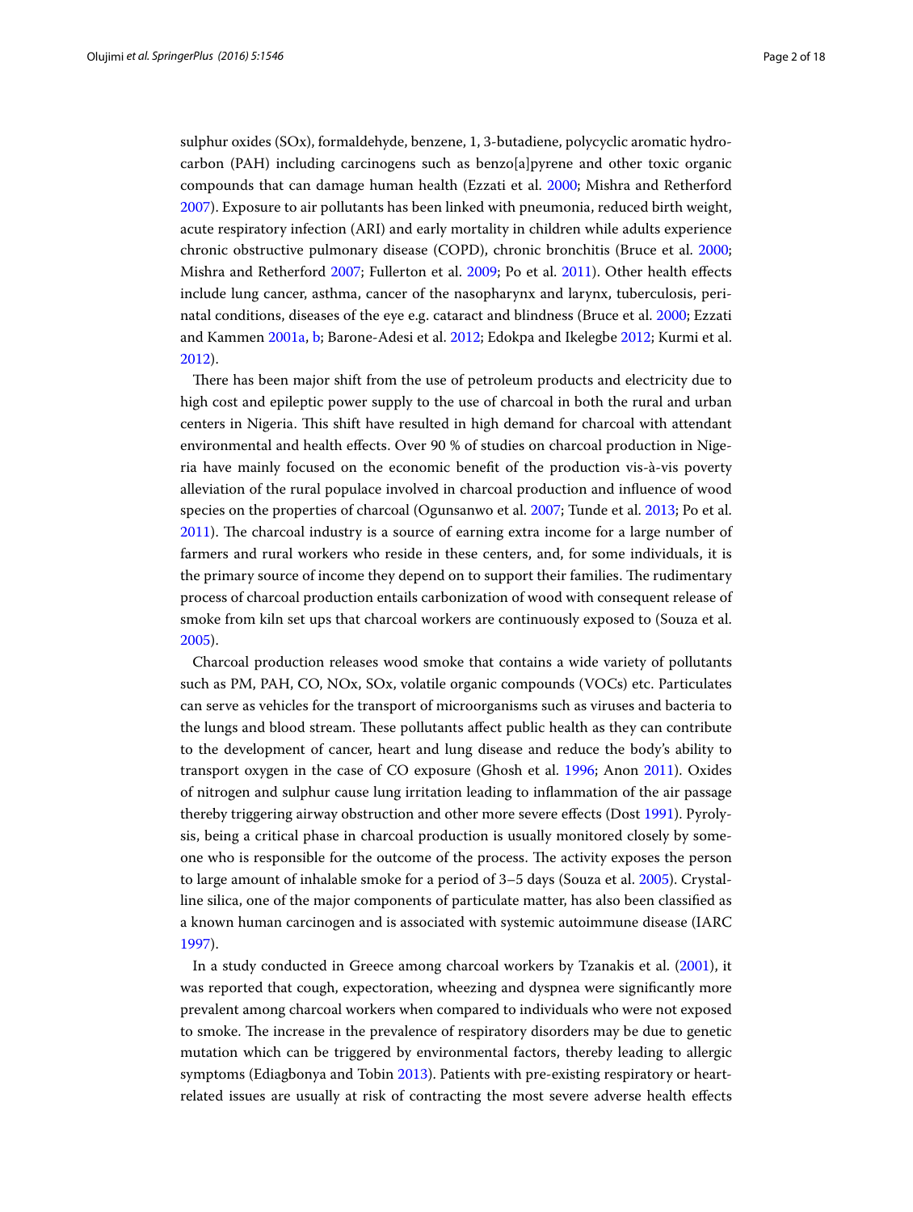sulphur oxides (SOx), formaldehyde, benzene, 1, 3-butadiene, polycyclic aromatic hydrocarbon (PAH) including carcinogens such as benzo[a]pyrene and other toxic organic compounds that can damage human health (Ezzati et al. 2000; Mishra and Retherford 2007). Exposure to air pollutants has been linked with pneumonia, reduced birth weight, acute respiratory infection (ARI) and early mortality in children while adults experience chronic obstructive pulmonary disease (COPD), chronic bronchitis (Bruce et al. 2000; Mishra and Retherford 2007; Fullerton et al. 2009; Po et al. 2011). Other health effects include lung cancer, asthma, cancer of the nasopharynx and larynx, tuberculosis, perinatal conditions, diseases of the eye e.g. cataract and blindness (Bruce et al. 2000; Ezzati and Kammen 2001a, b; Barone-Adesi et al. 2012; Edokpa and Ikelegbe 2012; Kurmi et al. 2012).

There has been major shift from the use of petroleum products and electricity due to high cost and epileptic power supply to the use of charcoal in both the rural and urban centers in Nigeria. This shift have resulted in high demand for charcoal with attendant environmental and health effects. Over 90 % of studies on charcoal production in Nigeria have mainly focused on the economic benefit of the production vis-à-vis poverty alleviation of the rural populace involved in charcoal production and influence of wood species on the properties of charcoal (Ogunsanwo et al. 2007; Tunde et al. 2013; Po et al. 2011). The charcoal industry is a source of earning extra income for a large number of farmers and rural workers who reside in these centers, and, for some individuals, it is the primary source of income they depend on to support their families. The rudimentary process of charcoal production entails carbonization of wood with consequent release of smoke from kiln set ups that charcoal workers are continuously exposed to (Souza et al. 2005).

Charcoal production releases wood smoke that contains a wide variety of pollutants such as PM, PAH, CO, NOx, SOx, volatile organic compounds (VOCs) etc. Particulates can serve as vehicles for the transport of microorganisms such as viruses and bacteria to the lungs and blood stream. These pollutants affect public health as they can contribute to the development of cancer, heart and lung disease and reduce the body's ability to transport oxygen in the case of CO exposure (Ghosh et al. 1996; Anon 2011). Oxides of nitrogen and sulphur cause lung irritation leading to inflammation of the air passage thereby triggering airway obstruction and other more severe effects (Dost 1991). Pyrolysis, being a critical phase in charcoal production is usually monitored closely by someone who is responsible for the outcome of the process. The activity exposes the person to large amount of inhalable smoke for a period of 3–5 days (Souza et al. 2005). Crystalline silica, one of the major components of particulate matter, has also been classified as a known human carcinogen and is associated with systemic autoimmune disease (IARC 1997).

In a study conducted in Greece among charcoal workers by Tzanakis et al. (2001), it was reported that cough, expectoration, wheezing and dyspnea were significantly more prevalent among charcoal workers when compared to individuals who were not exposed to smoke. The increase in the prevalence of respiratory disorders may be due to genetic mutation which can be triggered by environmental factors, thereby leading to allergic symptoms (Ediagbonya and Tobin 2013). Patients with pre-existing respiratory or heart-related issues are usually at risk of contracting the most severe adverse health effects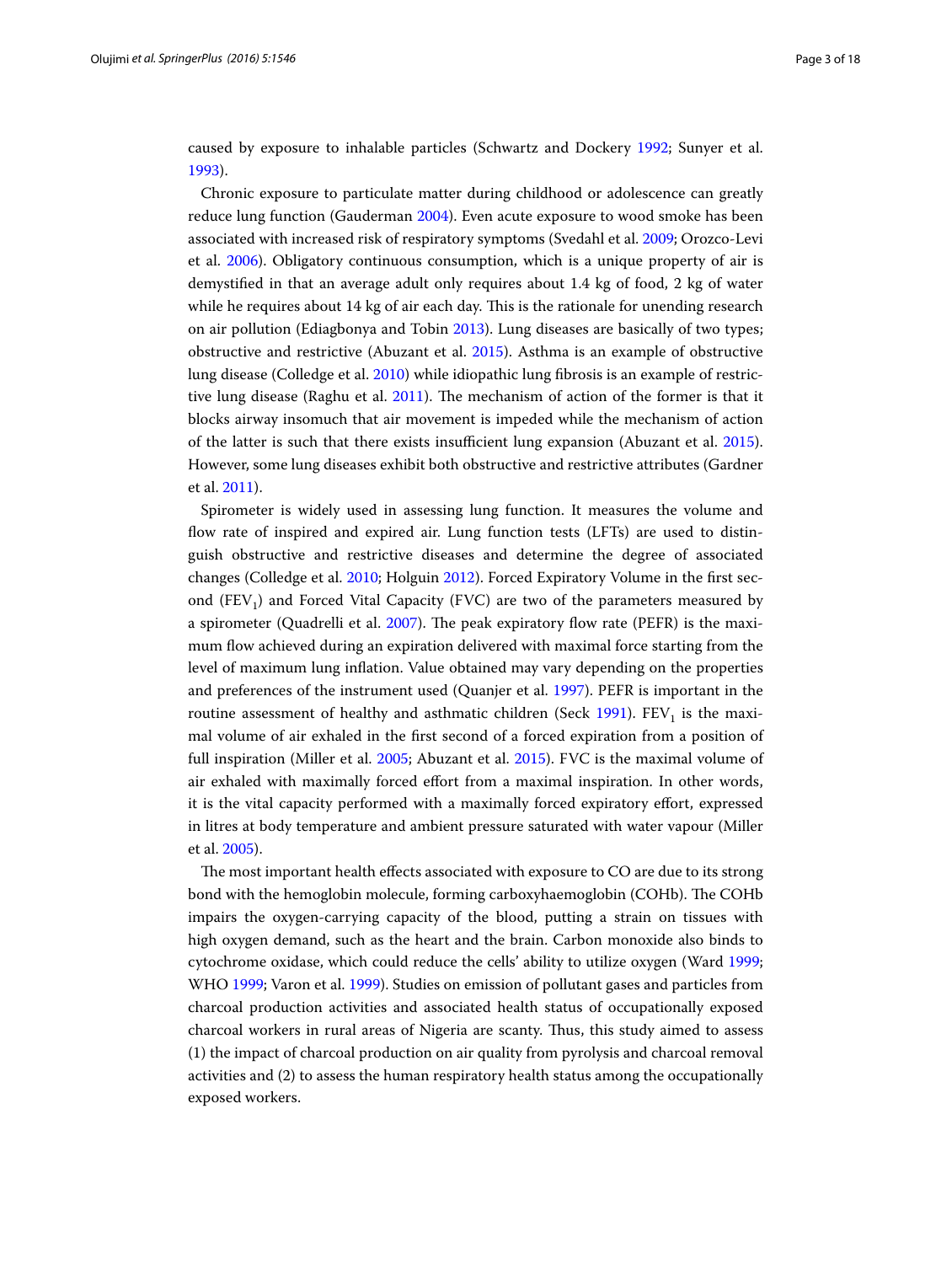caused by exposure to inhalable particles (Schwartz and Dockery 1992; Sunyer et al. 1993).

Chronic exposure to particulate matter during childhood or adolescence can greatly reduce lung function (Gauderman 2004). Even acute exposure to wood smoke has been associated with increased risk of respiratory symptoms (Svedahl et al. 2009; Orozco-Levi et al. 2006). Obligatory continuous consumption, which is a unique property of air is demystified in that an average adult only requires about 1.4 kg of food, 2 kg of water while he requires about 14 kg of air each day. This is the rationale for unending research on air pollution (Ediagbonya and Tobin 2013). Lung diseases are basically of two types; obstructive and restrictive (Abuzant et al. 2015). Asthma is an example of obstructive lung disease (Colledge et al. 2010) while idiopathic lung fibrosis is an example of restrictive lung disease (Raghu et al. 2011). The mechanism of action of the former is that it blocks airway insomuch that air movement is impeded while the mechanism of action of the latter is such that there exists insufficient lung expansion (Abuzant et al. 2015). However, some lung diseases exhibit both obstructive and restrictive attributes (Gardner et al. 2011).

Spirometer is widely used in assessing lung function. It measures the volume and flow rate of inspired and expired air. Lung function tests (LFTs) are used to distinguish obstructive and restrictive diseases and determine the degree of associated changes (Colledge et al. 2010; Holguin 2012). Forced Expiratory Volume in the first second ($FEV_1$) and Forced Vital Capacity (FVC) are two of the parameters measured by a spirometer (Quadrelli et al. 2007). The peak expiratory flow rate (PEFR) is the maximum flow achieved during an expiration delivered with maximal force starting from the level of maximum lung inflation. Value obtained may vary depending on the properties and preferences of the instrument used (Quanjer et al. 1997). PEFR is important in the routine assessment of healthy and asthmatic children (Seck 1991). $FEV_1$ is the maximal volume of air exhaled in the first second of a forced expiration from a position of full inspiration (Miller et al. 2005; Abuzant et al. 2015). FVC is the maximal volume of air exhaled with maximally forced effort from a maximal inspiration. In other words, it is the vital capacity performed with a maximally forced expiratory effort, expressed in litres at body temperature and ambient pressure saturated with water vapour (Miller et al. 2005).

The most important health effects associated with exposure to CO are due to its strong bond with the hemoglobin molecule, forming carboxyhaemoglobin (COHb). The COHb impairs the oxygen-carrying capacity of the blood, putting a strain on tissues with high oxygen demand, such as the heart and the brain. Carbon monoxide also binds to cytochrome oxidase, which could reduce the cells' ability to utilize oxygen (Ward 1999; WHO 1999; Varon et al. 1999). Studies on emission of pollutant gases and particles from charcoal production activities and associated health status of occupationally exposed charcoal workers in rural areas of Nigeria are scanty. Thus, this study aimed to assess (1) the impact of charcoal production on air quality from pyrolysis and charcoal removal activities and (2) to assess the human respiratory health status among the occupationally exposed workers.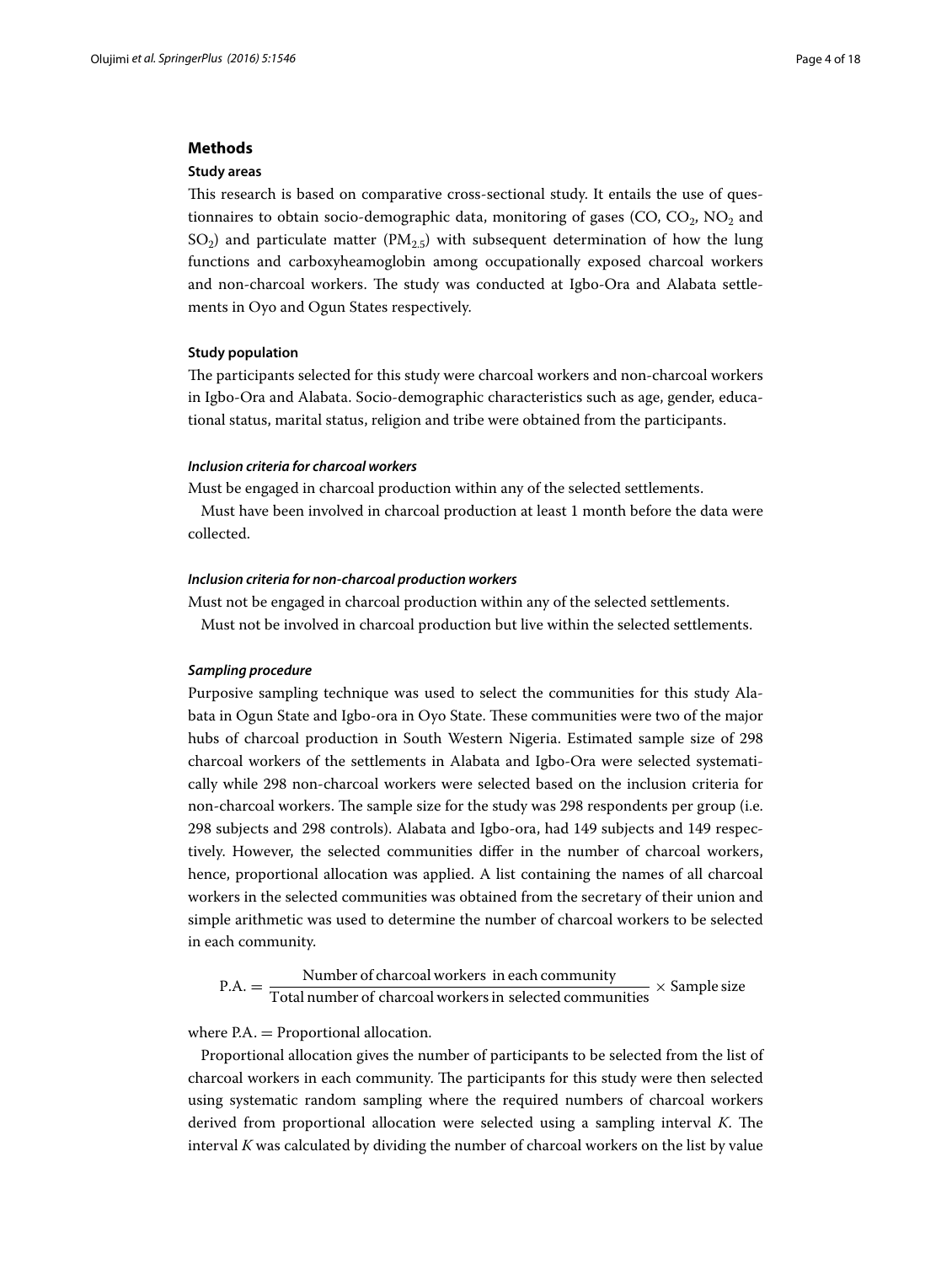## Methods

### Study areas

This research is based on comparative cross-sectional study. It entails the use of questionnaires to obtain socio-demographic data, monitoring of gases (CO, $CO_2$, $NO_2$ and $SO_2$) and particulate matter ($PM_{2.5}$) with subsequent determination of how the lung functions and carboxyheamoglobin among occupationally exposed charcoal workers and non-charcoal workers. The study was conducted at Igbo-Ora and Alabata settlements in Oyo and Ogun States respectively.

### Study population

The participants selected for this study were charcoal workers and non-charcoal workers in Igbo-Ora and Alabata. Socio-demographic characteristics such as age, gender, educational status, marital status, religion and tribe were obtained from the participants.

#### *Inclusion criteria for charcoal workers*

Must be engaged in charcoal production within any of the selected settlements.

Must have been involved in charcoal production at least 1 month before the data were collected.

#### *Inclusion criteria for non-charcoal production workers*

Must not be engaged in charcoal production within any of the selected settlements.

Must not be involved in charcoal production but live within the selected settlements.

#### *Sampling procedure*

Purposive sampling technique was used to select the communities for this study Alabata in Ogun State and Igbo-ora in Oyo State. These communities were two of the major hubs of charcoal production in South Western Nigeria. Estimated sample size of 298 charcoal workers of the settlements in Alabata and Igbo-Ora were selected systematically while 298 non-charcoal workers were selected based on the inclusion criteria for non-charcoal workers. The sample size for the study was 298 respondents per group (i.e. 298 subjects and 298 controls). Alabata and Igbo-ora, had 149 subjects and 149 respectively. However, the selected communities differ in the number of charcoal workers, hence, proportional allocation was applied. A list containing the names of all charcoal workers in the selected communities was obtained from the secretary of their union and simple arithmetic was used to determine the number of charcoal workers to be selected in each community.

$$\text{P.A.} = \frac{\text{Number of charcoal workers in each community}}{\text{Total number of charcoal workers in selected communities}} \times \text{Sample size}$$

where P.A. = Proportional allocation.

Proportional allocation gives the number of participants to be selected from the list of charcoal workers in each community. The participants for this study were then selected using systematic random sampling where the required numbers of charcoal workers derived from proportional allocation were selected using a sampling interval *K*. The interval *K* was calculated by dividing the number of charcoal workers on the list by value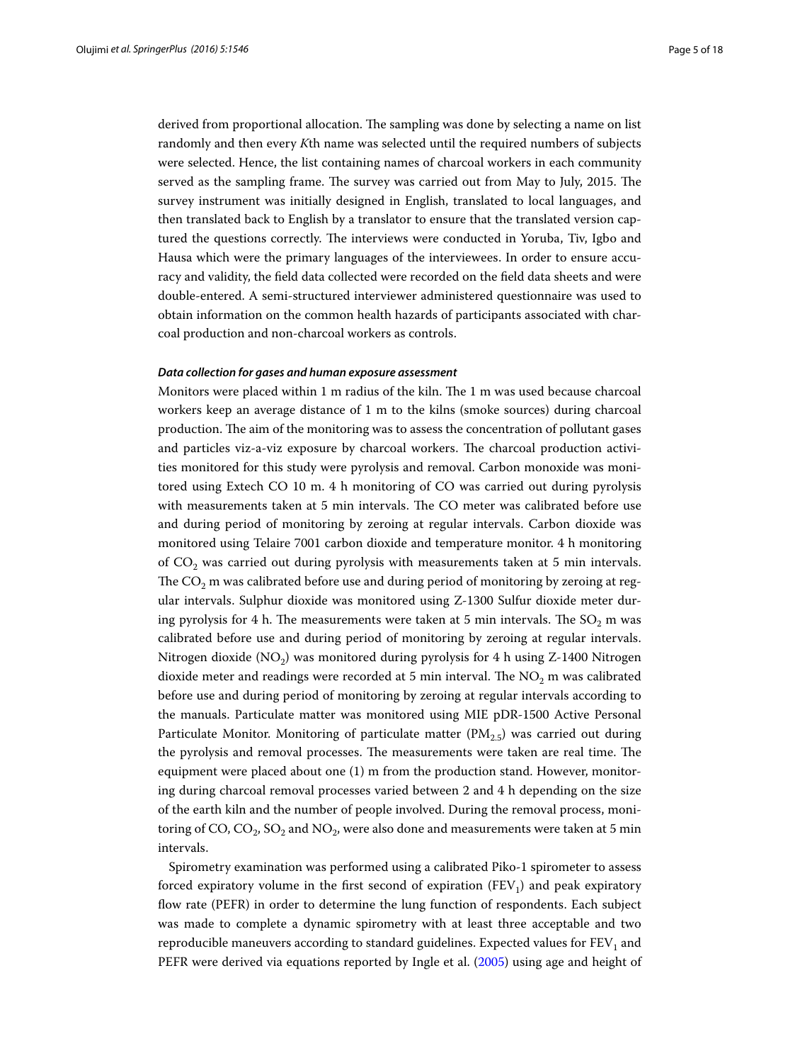derived from proportional allocation. The sampling was done by selecting a name on list randomly and then every *K*th name was selected until the required numbers of subjects were selected. Hence, the list containing names of charcoal workers in each community served as the sampling frame. The survey was carried out from May to July, 2015. The survey instrument was initially designed in English, translated to local languages, and then translated back to English by a translator to ensure that the translated version captured the questions correctly. The interviews were conducted in Yoruba, Tiv, Igbo and Hausa which were the primary languages of the interviewees. In order to ensure accuracy and validity, the field data collected were recorded on the field data sheets and were double-entered. A semi-structured interviewer administered questionnaire was used to obtain information on the common health hazards of participants associated with charcoal production and non-charcoal workers as controls.

#### *Data collection for gases and human exposure assessment*

Monitors were placed within 1 m radius of the kiln. The 1 m was used because charcoal workers keep an average distance of 1 m to the kilns (smoke sources) during charcoal production. The aim of the monitoring was to assess the concentration of pollutant gases and particles viz-a-viz exposure by charcoal workers. The charcoal production activities monitored for this study were pyrolysis and removal. Carbon monoxide was monitored using Extech CO 10 m. 4 h monitoring of CO was carried out during pyrolysis with measurements taken at 5 min intervals. The CO meter was calibrated before use and during period of monitoring by zeroing at regular intervals. Carbon dioxide was monitored using Telaire 7001 carbon dioxide and temperature monitor. 4 h monitoring of $CO_2$ was carried out during pyrolysis with measurements taken at 5 min intervals. The $CO_2$ m was calibrated before use and during period of monitoring by zeroing at regular intervals. Sulphur dioxide was monitored using Z-1300 Sulfur dioxide meter during pyrolysis for 4 h. The measurements were taken at 5 min intervals. The $SO_2$ m was calibrated before use and during period of monitoring by zeroing at regular intervals. Nitrogen dioxide ($NO_2$) was monitored during pyrolysis for 4 h using Z-1400 Nitrogen dioxide meter and readings were recorded at 5 min interval. The $NO_2$ m was calibrated before use and during period of monitoring by zeroing at regular intervals according to the manuals. Particulate matter was monitored using MIE pDR-1500 Active Personal Particulate Monitor. Monitoring of particulate matter ($PM_{2.5}$) was carried out during the pyrolysis and removal processes. The measurements were taken are real time. The equipment were placed about one (1) m from the production stand. However, monitoring during charcoal removal processes varied between 2 and 4 h depending on the size of the earth kiln and the number of people involved. During the removal process, monitoring of CO, $CO_2$, $SO_2$ and $NO_2$, were also done and measurements were taken at 5 min intervals.

Spirometry examination was performed using a calibrated Piko-1 spirometer to assess forced expiratory volume in the first second of expiration ($FEV_1$) and peak expiratory flow rate (PEFR) in order to determine the lung function of respondents. Each subject was made to complete a dynamic spirometry with at least three acceptable and two reproducible maneuvers according to standard guidelines. Expected values for $FEV_1$ and PEFR were derived via equations reported by Ingle et al. (2005) using age and height of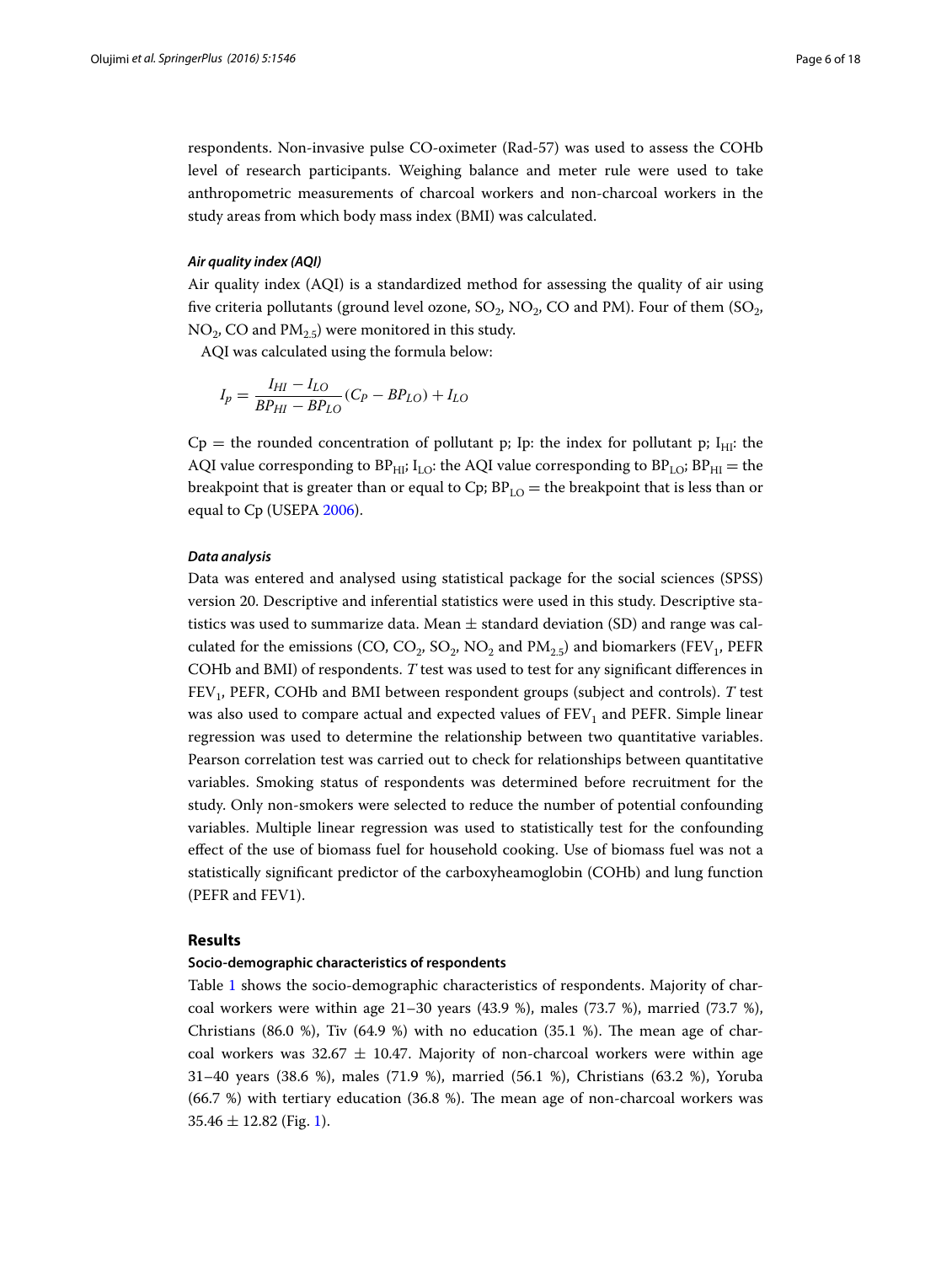respondents. Non-invasive pulse CO-oximeter (Rad-57) was used to assess the COHb level of research participants. Weighing balance and meter rule were used to take anthropometric measurements of charcoal workers and non-charcoal workers in the study areas from which body mass index (BMI) was calculated.

#### *Air quality index (AQI)*

Air quality index (AQI) is a standardized method for assessing the quality of air using five criteria pollutants (ground level ozone, $SO_2$, $NO_2$, CO and PM). Four of them ($SO_2$, $NO_2$, CO and $PM_{2.5}$) were monitored in this study.

AQI was calculated using the formula below:

$$I_p = \frac{I_{HI} - I_{LO}}{BP_{HI} - BP_{LO}}(C_P - BP_{LO}) + I_{LO}$$

Cp = the rounded concentration of pollutant p; Ip: the index for pollutant p; $I_{HI}$: the AQI value corresponding to $BP_{HI}$; $I_{LO}$: the AQI value corresponding to $BP_{LO}$; $BP_{HI}$ = the breakpoint that is greater than or equal to Cp; $BP_{LO}$ = the breakpoint that is less than or equal to Cp (USEPA 2006).

#### *Data analysis*

Data was entered and analysed using statistical package for the social sciences (SPSS) version 20. Descriptive and inferential statistics were used in this study. Descriptive statistics was used to summarize data. Mean ± standard deviation (SD) and range was calculated for the emissions (CO, $CO_2$, $SO_2$, $NO_2$ and $PM_{2.5}$) and biomarkers ($FEV_1$, PEFR COHb and BMI) of respondents. *T* test was used to test for any significant differences in $FEV_1$, PEFR, COHb and BMI between respondent groups (subject and controls). *T* test was also used to compare actual and expected values of $FEV_1$ and PEFR. Simple linear regression was used to determine the relationship between two quantitative variables. Pearson correlation test was carried out to check for relationships between quantitative variables. Smoking status of respondents was determined before recruitment for the study. Only non-smokers were selected to reduce the number of potential confounding variables. Multiple linear regression was used to statistically test for the confounding effect of the use of biomass fuel for household cooking. Use of biomass fuel was not a statistically significant predictor of the carboxyheamoglobin (COHb) and lung function (PEFR and FEV1).

## Results

### Socio-demographic characteristics of respondents

Table 1 shows the socio-demographic characteristics of respondents. Majority of charcoal workers were within age 21–30 years (43.9 %), males (73.7 %), married (73.7 %), Christians (86.0 %), Tiv (64.9 %) with no education (35.1 %). The mean age of charcoal workers was 32.67 ± 10.47. Majority of non-charcoal workers were within age 31–40 years (38.6 %), males (71.9 %), married (56.1 %), Christians (63.2 %), Yoruba (66.7 %) with tertiary education (36.8 %). The mean age of non-charcoal workers was 35.46 ± 12.82 (Fig. 1).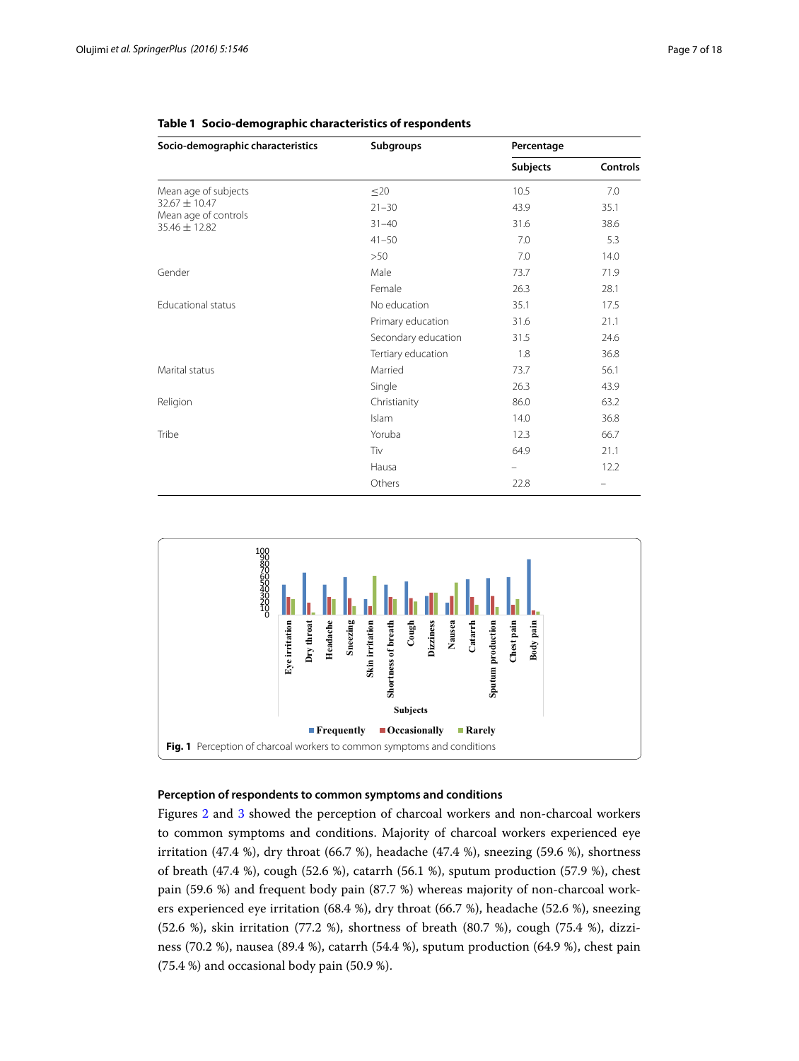**Table 1 Socio-demographic characteristics of respondents**

| Socio-demographic characteristics | Subgroups | Percentage | |
|---|---|---|---|
| | | Subjects | Controls |
| Mean age of subjects $32.67 \pm 10.47$ Mean age of controls $35.46 \pm 12.82$ | ≤20 | 10.5 | 7.0 |
| | 21–30 | 43.9 | 35.1 |
| | 31–40 | 31.6 | 38.6 |
| | 41–50 | 7.0 | 5.3 |
| | >50 | 7.0 | 14.0 |
| Gender | Male | 73.7 | 71.9 |
| | Female | 26.3 | 28.1 |
| Educational status | No education | 35.1 | 17.5 |
| | Primary education | 31.6 | 21.1 |
| | Secondary education | 31.5 | 24.6 |
| | Tertiary education | 1.8 | 36.8 |
| Marital status | Married | 73.7 | 56.1 |
| | Single | 26.3 | 43.9 |
| Religion | Christianity | 86.0 | 63.2 |
| | Islam | 14.0 | 36.8 |
| Tribe | Yoruba | 12.3 | 66.7 |
| | Tiv | 64.9 | 21.1 |
| | Hausa | – | 12.2 |
| | Others | 22.8 | – |

**Fig. 1** Perception of charcoal workers to common symptoms and conditions

### Perception of respondents to common symptoms and conditions

Figures 2 and 3 showed the perception of charcoal workers and non-charcoal workers to common symptoms and conditions. Majority of charcoal workers experienced eye irritation (47.4 %), dry throat (66.7 %), headache (47.4 %), sneezing (59.6 %), shortness of breath (47.4 %), cough (52.6 %), catarrh (56.1 %), sputum production (57.9 %), chest pain (59.6 %) and frequent body pain (87.7 %) whereas majority of non-charcoal workers experienced eye irritation (68.4 %), dry throat (66.7 %), headache (52.6 %), sneezing (52.6 %), skin irritation (77.2 %), shortness of breath (80.7 %), cough (75.4 %), dizziness (70.2 %), nausea (89.4 %), catarrh (54.4 %), sputum production (64.9 %), chest pain (75.4 %) and occasional body pain (50.9 %).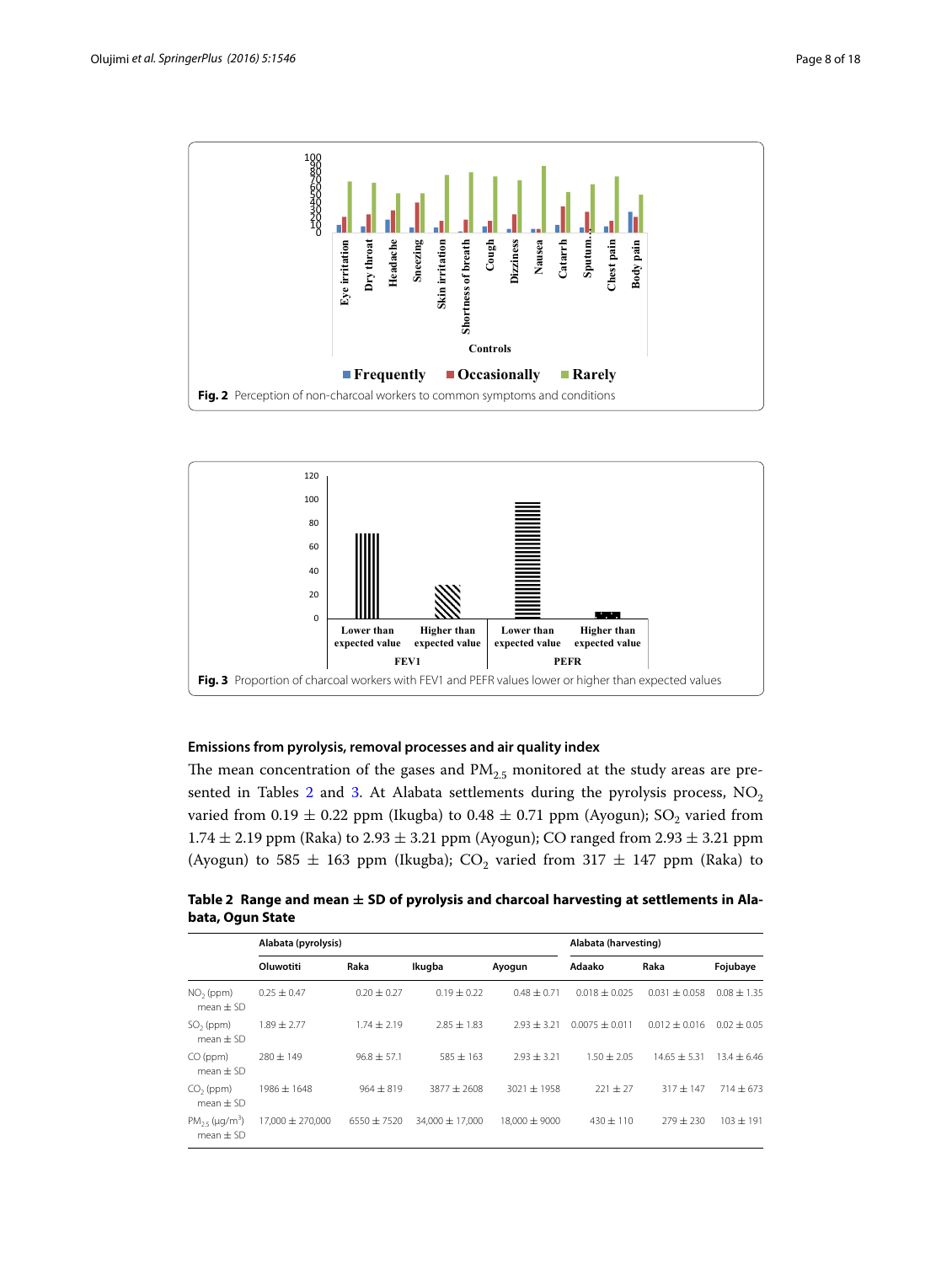Fig. 2 Perception of non-charcoal workers to common symptoms and conditions

Fig. 3 Proportion of charcoal workers with FEV1 and PEFR values lower or higher than expected values

### Emissions from pyrolysis, removal processes and air quality index

The mean concentration of the gases and $PM_{2.5}$ monitored at the study areas are presented in Tables 2 and 3. At Alabata settlements during the pyrolysis process, $NO_2$ varied from 0.19 ± 0.22 ppm (Ikugba) to 0.48 ± 0.71 ppm (Ayogun); $SO_2$ varied from 1.74 ± 2.19 ppm (Raka) to 2.93 ± 3.21 ppm (Ayogun); CO ranged from 2.93 ± 3.21 ppm (Ayogun) to 585 ± 163 ppm (Ikugba); $CO_2$ varied from 317 ± 147 ppm (Raka) to

**Table 2 Range and mean ± SD of pyrolysis and charcoal harvesting at settlements in Alabata, Ogun State**

| | Alabata (pyrolysis) | | | | Alabata (harvesting) | | |
|---|---|---|---|---|---|---|---|
| | Oluwotiti | Raka | Ikugba | Ayogun | Adaako | Raka | Fojubaye |
| $NO_2$ (ppm) mean ± SD | 0.25 ± 0.47 | 0.20 ± 0.27 | 0.19 ± 0.22 | 0.48 ± 0.71 | 0.018 ± 0.025 | 0.031 ± 0.058 | 0.08 ± 1.35 |
| $SO_2$ (ppm) mean ± SD | 1.89 ± 2.77 | 1.74 ± 2.19 | 2.85 ± 1.83 | 2.93 ± 3.21 | 0.0075 ± 0.011 | 0.012 ± 0.016 | 0.02 ± 0.05 |
| CO (ppm) mean ± SD | 280 ± 149 | 96.8 ± 57.1 | 585 ± 163 | 2.93 ± 3.21 | 1.50 ± 2.05 | 14.65 ± 5.31 | 13.4 ± 6.46 |
| $CO_2$ (ppm) mean ± SD | 1986 ± 1648 | 964 ± 819 | 3877 ± 2608 | 3021 ± 1958 | 221 ± 27 | 317 ± 147 | 714 ± 673 |
| $PM_{2.5}$ (μg/m$^3$) mean ± SD | 17,000 ± 270,000 | 6550 ± 7520 | 34,000 ± 17,000 | 18,000 ± 9000 | 430 ± 110 | 279 ± 230 | 103 ± 191 |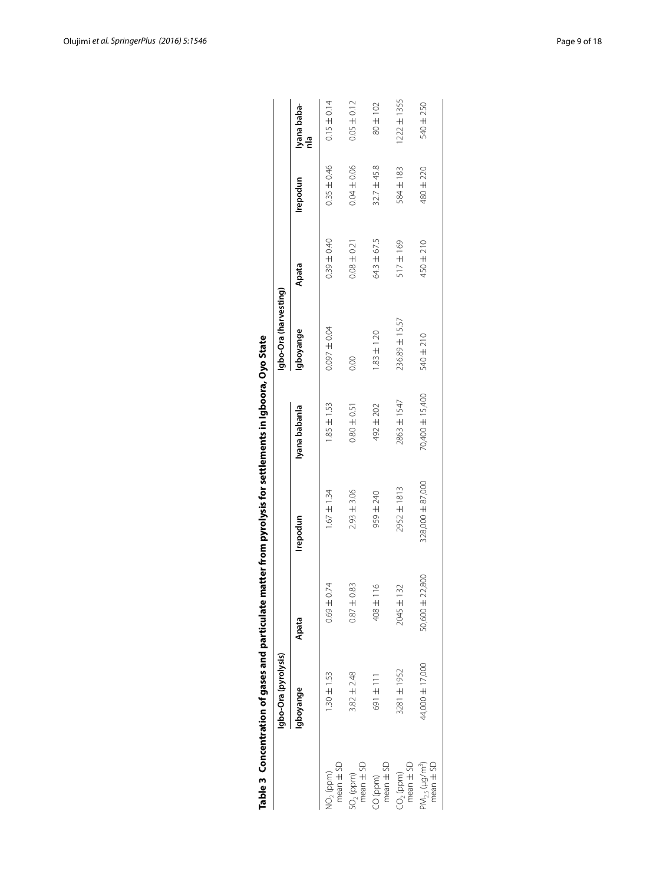**Table 3 Concentration of gases and particulate matter from pyrolysis for settlements in Igboora, Oyo State**

| | Igbo-Ora (pyrolysis) | | | | Igbo-Ora (harvesting) | | | |
|---|---|---|---|---|---|---|---|---|
| | Igboyange | Apata | Irepodun | Iyana babanla | Igboyange | Apata | Irepodun | Iyana baba-nla |
| $NO_2$ (ppm) mean ± SD | 1.30 ± 1.53 | 0.69 ± 0.74 | 1.67 ± 1.34 | 1.85 ± 1.53 | 0.097 ± 0.04 | 0.39 ± 0.40 | 0.35 ± 0.46 | 0.15 ± 0.14 |
| $SO_2$ (ppm) mean ± SD | 3.82 ± 2.48 | 0.87 ± 0.83 | 2.93 ± 3.06 | 0.80 ± 0.51 | 0.00 | 0.08 ± 0.21 | 0.04 ± 0.06 | 0.05 ± 0.12 |
| CO (ppm) mean ± SD | 691 ± 111 | 408 ± 116 | 959 ± 240 | 492 ± 202 | 1.83 ± 1.20 | 64.3 ± 67.5 | 32.7 ± 45.8 | 80 ± 102 |
| $CO_2$ (ppm) mean ± SD | 3281 ± 1952 | 2045 ± 132 | 2952 ± 1813 | 2863 ± 1547 | 236.89 ± 15.57 | 517 ± 169 | 584 ± 183 | 1222 ± 1355 |
| $PM_{2.5}$ ($\mu g/m^3$) mean ± SD | 44,000 ± 17,000 | 50,600 ± 22,800 | 328,000 ± 87,000 | 70,400 ± 15,400 | 540 ± 210 | 450 ± 210 | 480 ± 220 | 540 ± 250 |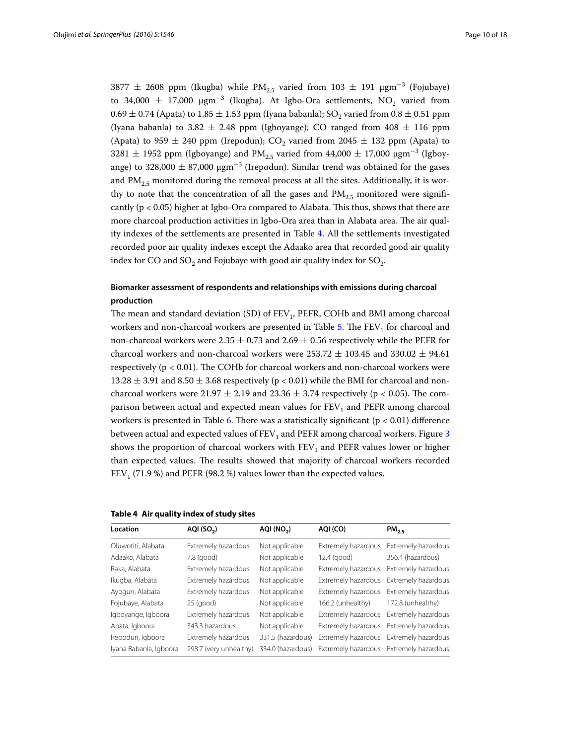3877 ± 2608 ppm (Ikugba) while $PM_{2.5}$ varied from 103 ± 191 $\mu gm^{-3}$ (Fojubaye) to 34,000 ± 17,000 $\mu gm^{-3}$ (Ikugba). At Igbo-Ora settlements, $NO_2$ varied from 0.69 ± 0.74 (Apata) to 1.85 ± 1.53 ppm (Iyana babanla); $SO_2$ varied from 0.8 ± 0.51 ppm (Iyana babanla) to 3.82 ± 2.48 ppm (Igboyange); CO ranged from 408 ± 116 ppm (Apata) to 959 ± 240 ppm (Irepodun); $CO_2$ varied from 2045 ± 132 ppm (Apata) to 3281 ± 1952 ppm (Igboyange) and $PM_{2.5}$ varied from 44,000 ± 17,000 $\mu gm^{-3}$ (Igboyange) to 328,000 ± 87,000 $\mu gm^{-3}$ (Irepodun). Similar trend was obtained for the gases and $PM_{2.5}$ monitored during the removal process at all the sites. Additionally, it is worthy to note that the concentration of all the gases and $PM_{2.5}$ monitored were significantly ($p < 0.05$) higher at Igbo-Ora compared to Alabata. This thus, shows that there are more charcoal production activities in Igbo-Ora area than in Alabata area. The air quality indexes of the settlements are presented in Table 4. All the settlements investigated recorded poor air quality indexes except the Adaako area that recorded good air quality index for CO and $SO_2$ and Fojubaye with good air quality index for $SO_2$.

### Biomarker assessment of respondents and relationships with emissions during charcoal production

The mean and standard deviation (SD) of $FEV_1$, PEFR, COHb and BMI among charcoal workers and non-charcoal workers are presented in Table 5. The $FEV_1$ for charcoal and non-charcoal workers were 2.35 ± 0.73 and 2.69 ± 0.56 respectively while the PEFR for charcoal workers and non-charcoal workers were 253.72 ± 103.45 and 330.02 ± 94.61 respectively ($p < 0.01$). The COHb for charcoal workers and non-charcoal workers were 13.28 ± 3.91 and 8.50 ± 3.68 respectively ($p < 0.01$) while the BMI for charcoal and non-charcoal workers were 21.97 ± 2.19 and 23.36 ± 3.74 respectively ($p < 0.05$). The comparison between actual and expected mean values for $FEV_1$ and PEFR among charcoal workers is presented in Table 6. There was a statistically significant ($p < 0.01$) difference between actual and expected values of $FEV_1$ and PEFR among charcoal workers. Figure 3 shows the proportion of charcoal workers with $FEV_1$ and PEFR values lower or higher than expected values. The results showed that majority of charcoal workers recorded $FEV_1$ (71.9 %) and PEFR (98.2 %) values lower than the expected values.

**Table 4 Air quality index of study sites**

| Location | AQI ($SO_2$) | AQI ($NO_2$) | AQI (CO) | $PM_{2.5}$ |
|---|---|---|---|---|
| Oluwotiti, Alabata | Extremely hazardous | Not applicable | Extremely hazardous | Extremely hazardous |
| Adaako, Alabata | 7.8 (good) | Not applicable | 12.4 (good) | 356.4 (hazardous) |
| Raka, Alabata | Extremely hazardous | Not applicable | Extremely hazardous | Extremely hazardous |
| Ikugba, Alabata | Extremely hazardous | Not applicable | Extremely hazardous | Extremely hazardous |
| Ayogun, Alabata | Extremely hazardous | Not applicable | Extremely hazardous | Extremely hazardous |
| Fojubaye, Alabata | 25 (good) | Not applicable | 166.2 (unhealthy) | 172.8 (unhealthy) |
| Igboyange, Igboora | Extremely hazardous | Not applicable | Extremely hazardous | Extremely hazardous |
| Apata, Igboora | 343.3 hazardous | Not applicable | Extremely hazardous | Extremely hazardous |
| Irepodun, Igboora | Extremely hazardous | 331.5 (hazardous) | Extremely hazardous | Extremely hazardous |
| Iyana Babanla, Igboora | 298.7 (very unhealthy) | 334.0 (hazardous) | Extremely hazardous | Extremely hazardous |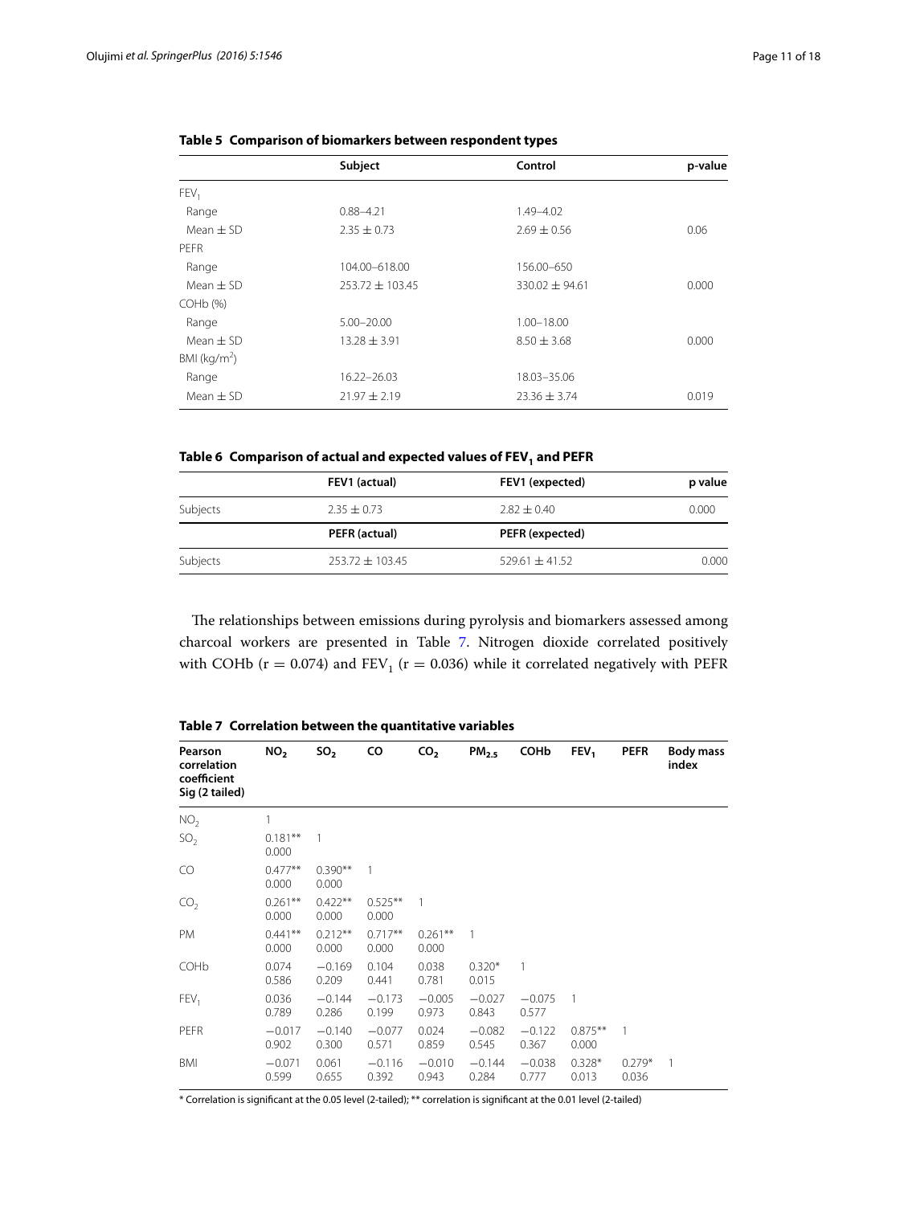**Table 5 Comparison of biomarkers between respondent types**

| | Subject | Control | p-value |
|---|---|---|---|
| $FEV_1$ | | | |
| Range | 0.88–4.21 | 1.49–4.02 | |
| Mean ± SD | 2.35 ± 0.73 | 2.69 ± 0.56 | 0.06 |
| PEFR | | | |
| Range | 104.00–618.00 | 156.00–650 | |
| Mean ± SD | 253.72 ± 103.45 | 330.02 ± 94.61 | 0.000 |
| COHb (%) | | | |
| Range | 5.00–20.00 | 1.00–18.00 | |
| Mean ± SD | 13.28 ± 3.91 | 8.50 ± 3.68 | 0.000 |
| BMI ($kg/m^2$) | | | |
| Range | 16.22–26.03 | 18.03–35.06 | |
| Mean ± SD | 21.97 ± 2.19 | 23.36 ± 3.74 | 0.019 |

**Table 6 Comparison of actual and expected values of $FEV_1$ and PEFR**

| | FEV1 (actual) | FEV1 (expected) | p value |
|---|---|---|---|
| Subjects | 2.35 ± 0.73 | 2.82 ± 0.40 | 0.000 |
| | **PEFR (actual)** | **PEFR (expected)** | |
| Subjects | 253.72 ± 103.45 | 529.61 ± 41.52 | 0.000 |

The relationships between emissions during pyrolysis and biomarkers assessed among charcoal workers are presented in Table 7. Nitrogen dioxide correlated positively with COHb (r = 0.074) and $FEV_1$ (r = 0.036) while it correlated negatively with PEFR

**Table 7 Correlation between the quantitative variables**

| Pearson correlation coefficient Sig (2 tailed) | $NO_2$ | $SO_2$ | CO | $CO_2$ | $PM_{2.5}$ | COHb | $FEV_1$ | PEFR | Body mass index |
|---|---|---|---|---|---|---|---|---|---|
| $NO_2$ | 1 | | | | | | | | |
| $SO_2$ | 0.181** 0.000 | 1 | | | | | | | |
| CO | 0.477** 0.000 | 0.390** 0.000 | 1 | | | | | | |
| $CO_2$ | 0.261** 0.000 | 0.422** 0.000 | 0.525** 0.000 | 1 | | | | | |
| PM | 0.441** 0.000 | 0.212** 0.000 | 0.717** 0.000 | 0.261** 0.000 | 1 | | | | |
| COHb | 0.074 0.586 | −0.169 0.209 | 0.104 0.441 | 0.038 0.781 | 0.320* 0.015 | 1 | | | |
| $FEV_1$ | 0.036 0.789 | −0.144 0.286 | −0.173 0.199 | −0.005 0.973 | −0.027 0.843 | −0.075 0.577 | 1 | | |
| PEFR | −0.017 0.902 | −0.140 0.300 | −0.077 0.571 | 0.024 0.859 | −0.082 0.545 | −0.122 0.367 | 0.875** 0.000 | 1 | |
| BMI | −0.071 0.599 | 0.061 0.655 | −0.116 0.392 | −0.010 0.943 | −0.144 0.284 | −0.038 0.777 | 0.328* 0.013 | 0.279* 0.036 | 1 |

* Correlation is significant at the 0.05 level (2-tailed); ** correlation is significant at the 0.01 level (2-tailed)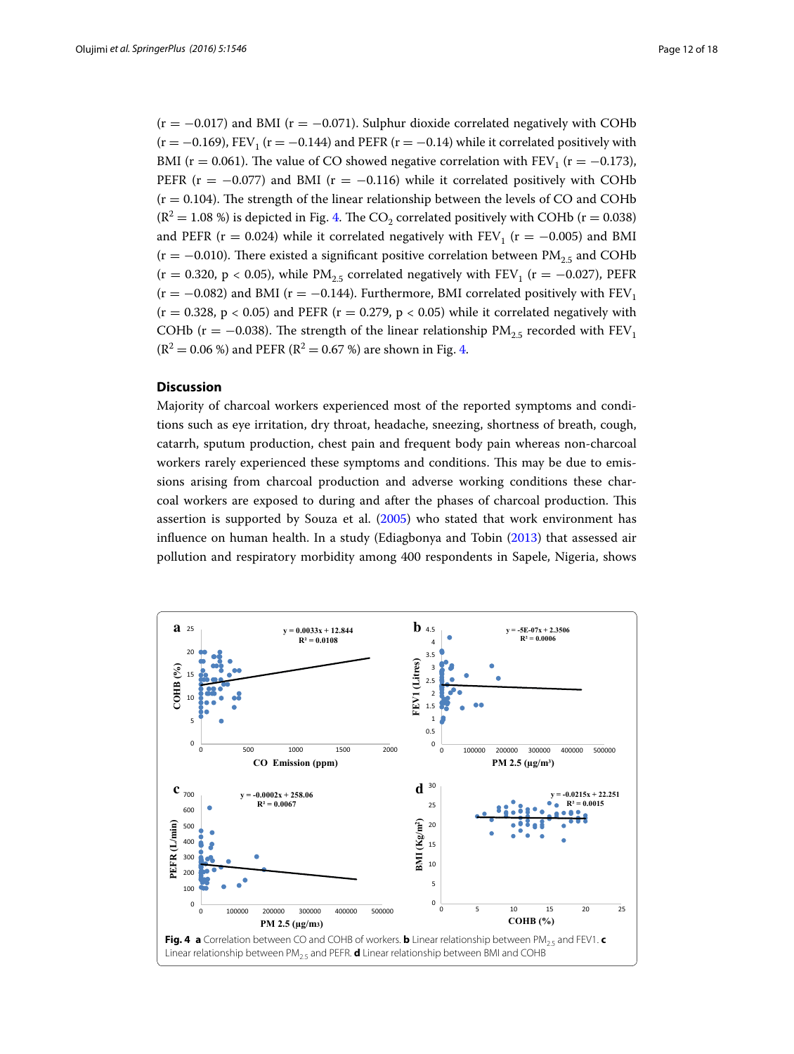($r = -0.017$) and BMI ($r = -0.071$). Sulphur dioxide correlated negatively with COHb ($r = -0.169$), $FEV_1$ ($r = -0.144$) and PEFR ($r = -0.14$) while it correlated positively with BMI ($r = 0.061$). The value of CO showed negative correlation with $FEV_1$ ($r = -0.173$), PEFR ($r = -0.077$) and BMI ($r = -0.116$) while it correlated positively with COHb ($r = 0.104$). The strength of the linear relationship between the levels of CO and COHb ($R^2 = 1.08$ %) is depicted in Fig. 4. The $CO_2$ correlated positively with COHb ($r = 0.038$) and PEFR ($r = 0.024$) while it correlated negatively with $FEV_1$ ($r = -0.005$) and BMI ($r = -0.010$). There existed a significant positive correlation between $PM_{2.5}$ and COHb ($r = 0.320$, $p < 0.05$), while $PM_{2.5}$ correlated negatively with $FEV_1$ ($r = -0.027$), PEFR ($r = -0.082$) and BMI ($r = -0.144$). Furthermore, BMI correlated positively with $FEV_1$ ($r = 0.328$, $p < 0.05$) and PEFR ($r = 0.279$, $p < 0.05$) while it correlated negatively with COHb ($r = -0.038$). The strength of the linear relationship $PM_{2.5}$ recorded with $FEV_1$ ($R^2 = 0.06$ %) and PEFR ($R^2 = 0.67$ %) are shown in Fig. 4.

## Discussion

Majority of charcoal workers experienced most of the reported symptoms and conditions such as eye irritation, dry throat, headache, sneezing, shortness of breath, cough, catarrh, sputum production, chest pain and frequent body pain whereas non-charcoal workers rarely experienced these symptoms and conditions. This may be due to emissions arising from charcoal production and adverse working conditions these charcoal workers are exposed to during and after the phases of charcoal production. This assertion is supported by Souza et al. (2005) who stated that work environment has influence on human health. In a study (Ediagbonya and Tobin (2013) that assessed air pollution and respiratory morbidity among 400 respondents in Sapele, Nigeria, shows

**Fig. 4** **a** Correlation between CO and COHB of workers. **b** Linear relationship between $PM_{2.5}$ and FEV1. **c** Linear relationship between $PM_{2.5}$ and PEFR. **d** Linear relationship between BMI and COHB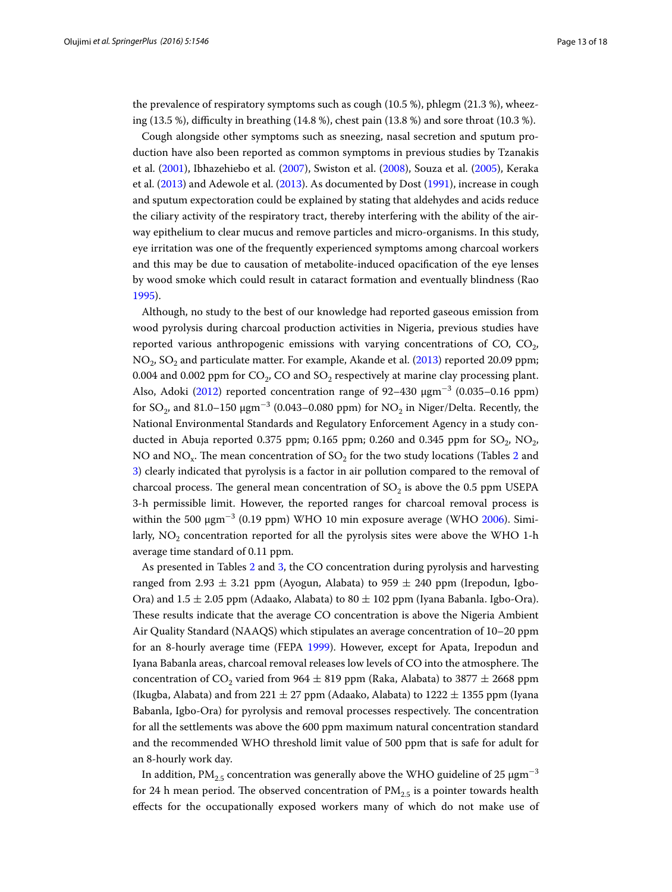the prevalence of respiratory symptoms such as cough (10.5 %), phlegm (21.3 %), wheezing (13.5 %), difficulty in breathing (14.8 %), chest pain (13.8 %) and sore throat (10.3 %).

Cough alongside other symptoms such as sneezing, nasal secretion and sputum production have also been reported as common symptoms in previous studies by Tzanakis et al. (2001), Ibhazehiebo et al. (2007), Swiston et al. (2008), Souza et al. (2005), Keraka et al. (2013) and Adewole et al. (2013). As documented by Dost (1991), increase in cough and sputum expectoration could be explained by stating that aldehydes and acids reduce the ciliary activity of the respiratory tract, thereby interfering with the ability of the airway epithelium to clear mucus and remove particles and micro-organisms. In this study, eye irritation was one of the frequently experienced symptoms among charcoal workers and this may be due to causation of metabolite-induced opacification of the eye lenses by wood smoke which could result in cataract formation and eventually blindness (Rao 1995).

Although, no study to the best of our knowledge had reported gaseous emission from wood pyrolysis during charcoal production activities in Nigeria, previous studies have reported various anthropogenic emissions with varying concentrations of CO, $CO_2$, $NO_2$, $SO_2$ and particulate matter. For example, Akande et al. (2013) reported 20.09 ppm; 0.004 and 0.002 ppm for $CO_2$, CO and $SO_2$ respectively at marine clay processing plant. Also, Adoki (2012) reported concentration range of 92–430 μgm$^{-3}$ (0.035–0.16 ppm) for $SO_2$, and 81.0–150 μgm$^{-3}$ (0.043–0.080 ppm) for $NO_2$ in Niger/Delta. Recently, the National Environmental Standards and Regulatory Enforcement Agency in a study conducted in Abuja reported 0.375 ppm; 0.165 ppm; 0.260 and 0.345 ppm for $SO_2$, $NO_2$, NO and $NO_x$. The mean concentration of $SO_2$ for the two study locations (Tables 2 and 3) clearly indicated that pyrolysis is a factor in air pollution compared to the removal of charcoal process. The general mean concentration of $SO_2$ is above the 0.5 ppm USEPA 3-h permissible limit. However, the reported ranges for charcoal removal process is within the 500 μgm$^{-3}$ (0.19 ppm) WHO 10 min exposure average (WHO 2006). Similarly, $NO_2$ concentration reported for all the pyrolysis sites were above the WHO 1-h average time standard of 0.11 ppm.

As presented in Tables 2 and 3, the CO concentration during pyrolysis and harvesting ranged from 2.93 ± 3.21 ppm (Ayogun, Alabata) to 959 ± 240 ppm (Irepodun, Igbo-Ora) and 1.5 ± 2.05 ppm (Adaako, Alabata) to 80 ± 102 ppm (Iyana Babanla. Igbo-Ora). These results indicate that the average CO concentration is above the Nigeria Ambient Air Quality Standard (NAAQS) which stipulates an average concentration of 10–20 ppm for an 8-hourly average time (FEPA 1999). However, except for Apata, Irepodun and Iyana Babanla areas, charcoal removal releases low levels of CO into the atmosphere. The concentration of $CO_2$ varied from 964 ± 819 ppm (Raka, Alabata) to 3877 ± 2668 ppm (Ikugba, Alabata) and from 221 ± 27 ppm (Adaako, Alabata) to 1222 ± 1355 ppm (Iyana Babanla, Igbo-Ora) for pyrolysis and removal processes respectively. The concentration for all the settlements was above the 600 ppm maximum natural concentration standard and the recommended WHO threshold limit value of 500 ppm that is safe for adult for an 8-hourly work day.

In addition, $PM_{2.5}$ concentration was generally above the WHO guideline of 25 μgm$^{-3}$ for 24 h mean period. The observed concentration of $PM_{2.5}$ is a pointer towards health effects for the occupationally exposed workers many of which do not make use of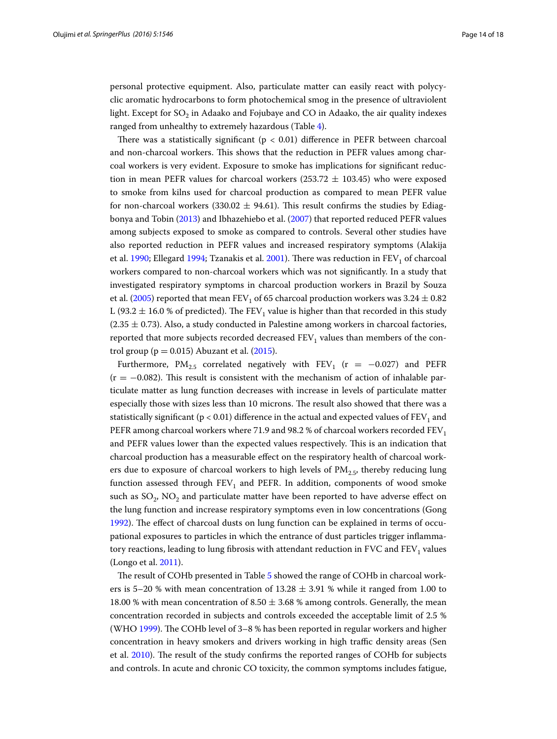personal protective equipment. Also, particulate matter can easily react with polycyclic aromatic hydrocarbons to form photochemical smog in the presence of ultraviolent light. Except for $SO_2$ in Adaako and Fojubaye and CO in Adaako, the air quality indexes ranged from unhealthy to extremely hazardous (Table 4).

There was a statistically significant ($p < 0.01$) difference in PEFR between charcoal and non-charcoal workers. This shows that the reduction in PEFR values among charcoal workers is very evident. Exposure to smoke has implications for significant reduction in mean PEFR values for charcoal workers (253.72 ± 103.45) who were exposed to smoke from kilns used for charcoal production as compared to mean PEFR value for non-charcoal workers (330.02 ± 94.61). This result confirms the studies by Ediagbonya and Tobin (2013) and Ibhazehiebo et al. (2007) that reported reduced PEFR values among subjects exposed to smoke as compared to controls. Several other studies have also reported reduction in PEFR values and increased respiratory symptoms (Alakija et al. 1990; Ellegard 1994; Tzanakis et al. 2001). There was reduction in $FEV_1$ of charcoal workers compared to non-charcoal workers which was not significantly. In a study that investigated respiratory symptoms in charcoal production workers in Brazil by Souza et al. (2005) reported that mean $FEV_1$ of 65 charcoal production workers was 3.24 ± 0.82 L (93.2 ± 16.0 % of predicted). The $FEV_1$ value is higher than that recorded in this study (2.35 ± 0.73). Also, a study conducted in Palestine among workers in charcoal factories, reported that more subjects recorded decreased $FEV_1$ values than members of the control group ($p = 0.015$) Abuzant et al. (2015).

Furthermore, $PM_{2.5}$ correlated negatively with $FEV_1$ ($r = -0.027$) and PEFR ($r = -0.082$). This result is consistent with the mechanism of action of inhalable particulate matter as lung function decreases with increase in levels of particulate matter especially those with sizes less than 10 microns. The result also showed that there was a statistically significant ($p < 0.01$) difference in the actual and expected values of $FEV_1$ and PEFR among charcoal workers where 71.9 and 98.2 % of charcoal workers recorded $FEV_1$ and PEFR values lower than the expected values respectively. This is an indication that charcoal production has a measurable effect on the respiratory health of charcoal workers due to exposure of charcoal workers to high levels of $PM_{2.5}$, thereby reducing lung function assessed through $FEV_1$ and PEFR. In addition, components of wood smoke such as $SO_2$, $NO_2$ and particulate matter have been reported to have adverse effect on the lung function and increase respiratory symptoms even in low concentrations (Gong 1992). The effect of charcoal dusts on lung function can be explained in terms of occupational exposures to particles in which the entrance of dust particles trigger inflammatory reactions, leading to lung fibrosis with attendant reduction in FVC and $FEV_1$ values (Longo et al. 2011).

The result of COHb presented in Table 5 showed the range of COHb in charcoal workers is 5–20 % with mean concentration of 13.28 ± 3.91 % while it ranged from 1.00 to 18.00 % with mean concentration of 8.50 ± 3.68 % among controls. Generally, the mean concentration recorded in subjects and controls exceeded the acceptable limit of 2.5 % (WHO 1999). The COHb level of 3–8 % has been reported in regular workers and higher concentration in heavy smokers and drivers working in high traffic density areas (Sen et al. 2010). The result of the study confirms the reported ranges of COHb for subjects and controls. In acute and chronic CO toxicity, the common symptoms includes fatigue,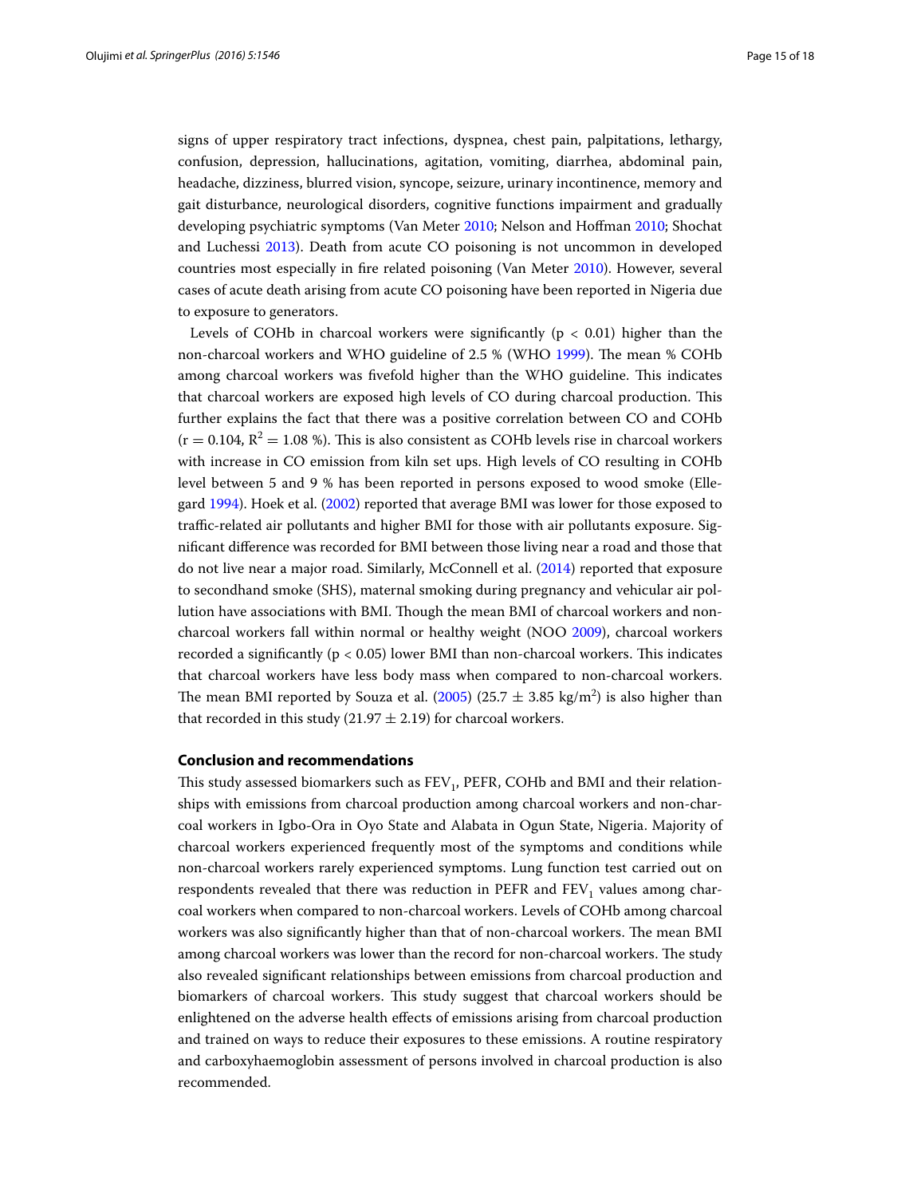signs of upper respiratory tract infections, dyspnea, chest pain, palpitations, lethargy, confusion, depression, hallucinations, agitation, vomiting, diarrhea, abdominal pain, headache, dizziness, blurred vision, syncope, seizure, urinary incontinence, memory and gait disturbance, neurological disorders, cognitive functions impairment and gradually developing psychiatric symptoms (Van Meter 2010; Nelson and Hoffman 2010; Shochat and Luchessi 2013). Death from acute CO poisoning is not uncommon in developed countries most especially in fire related poisoning (Van Meter 2010). However, several cases of acute death arising from acute CO poisoning have been reported in Nigeria due to exposure to generators.

Levels of COHb in charcoal workers were significantly ($p < 0.01$) higher than the non-charcoal workers and WHO guideline of 2.5 % (WHO 1999). The mean % COHb among charcoal workers was fivefold higher than the WHO guideline. This indicates that charcoal workers are exposed high levels of CO during charcoal production. This further explains the fact that there was a positive correlation between CO and COHb ($r = 0.104$, $R^2 = 1.08$ %). This is also consistent as COHb levels rise in charcoal workers with increase in CO emission from kiln set ups. High levels of CO resulting in COHb level between 5 and 9 % has been reported in persons exposed to wood smoke (Ellegard 1994). Hoek et al. (2002) reported that average BMI was lower for those exposed to traffic-related air pollutants and higher BMI for those with air pollutants exposure. Significant difference was recorded for BMI between those living near a road and those that do not live near a major road. Similarly, McConnell et al. (2014) reported that exposure to secondhand smoke (SHS), maternal smoking during pregnancy and vehicular air pollution have associations with BMI. Though the mean BMI of charcoal workers and non-charcoal workers fall within normal or healthy weight (NOO 2009), charcoal workers recorded a significantly ($p < 0.05$) lower BMI than non-charcoal workers. This indicates that charcoal workers have less body mass when compared to non-charcoal workers. The mean BMI reported by Souza et al. (2005) ($25.7 \pm 3.85$ kg/m$^2$) is also higher than that recorded in this study ($21.97 \pm 2.19$) for charcoal workers.

## Conclusion and recommendations

This study assessed biomarkers such as $FEV_1$, PEFR, COHb and BMI and their relationships with emissions from charcoal production among charcoal workers and non-charcoal workers in Igbo-Ora in Oyo State and Alabata in Ogun State, Nigeria. Majority of charcoal workers experienced frequently most of the symptoms and conditions while non-charcoal workers rarely experienced symptoms. Lung function test carried out on respondents revealed that there was reduction in PEFR and $FEV_1$ values among charcoal workers when compared to non-charcoal workers. Levels of COHb among charcoal workers was also significantly higher than that of non-charcoal workers. The mean BMI among charcoal workers was lower than the record for non-charcoal workers. The study also revealed significant relationships between emissions from charcoal production and biomarkers of charcoal workers. This study suggest that charcoal workers should be enlightened on the adverse health effects of emissions arising from charcoal production and trained on ways to reduce their exposures to these emissions. A routine respiratory and carboxyhaemoglobin assessment of persons involved in charcoal production is also recommended.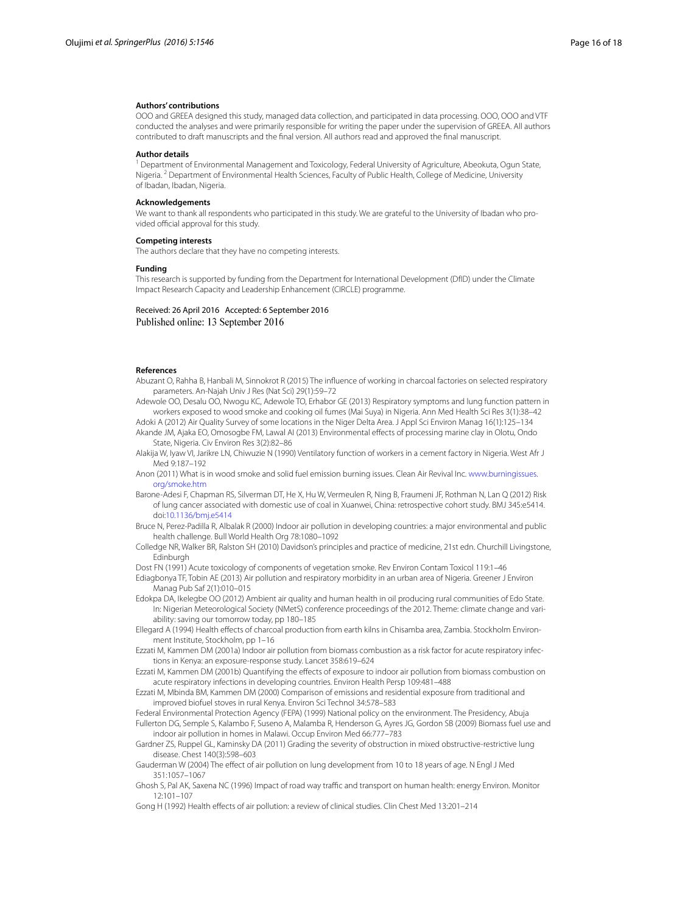### Authors' contributions

OOO and GREEA designed this study, managed data collection, and participated in data processing. OOO, OOO and VTF conducted the analyses and were primarily responsible for writing the paper under the supervision of GREEA. All authors contributed to draft manuscripts and the final version. All authors read and approved the final manuscript.

### Author details

[1] Department of Environmental Management and Toxicology, Federal University of Agriculture, Abeokuta, Ogun State, Nigeria. [2] Department of Environmental Health Sciences, Faculty of Public Health, College of Medicine, University of Ibadan, Ibadan, Nigeria.

### Acknowledgements

We want to thank all respondents who participated in this study. We are grateful to the University of Ibadan who provided official approval for this study.

### Competing interests

The authors declare that they have no competing interests.

### Funding

This research is supported by funding from the Department for International Development (DfID) under the Climate Impact Research Capacity and Leadership Enhancement (CIRCLE) programme.

Received: 26 April 2016 Accepted: 6 September 2016
Published online: 13 September 2016

### References

- Abuzant O, Rahha B, Hanbali M, Sinnokrot R (2015) The influence of working in charcoal factories on selected respiratory parameters. An-Najah Univ J Res (Nat Sci) 29(1):59–72
- Adewole OO, Desalu OO, Nwogu KC, Adewole TO, Erhabor GE (2013) Respiratory symptoms and lung function pattern in workers exposed to wood smoke and cooking oil fumes (Mai Suya) in Nigeria. Ann Med Health Sci Res 3(1):38–42
- Adoki A (2012) Air Quality Survey of some locations in the Niger Delta Area. J Appl Sci Environ Manag 16(1):125–134
- Akande JM, Ajaka EO, Omosogbe FM, Lawal AI (2013) Environmental effects of processing marine clay in Olotu, Ondo State, Nigeria. Civ Environ Res 3(2):82–86
- Alakija W, Iyaw VI, Jarikre LN, Chiwuzie N (1990) Ventilatory function of workers in a cement factory in Nigeria. West Afr J Med 9:187–192
- Anon (2011) What is in wood smoke and solid fuel emission burning issues. Clean Air Revival Inc. www.burningissues.org/smoke.htm
- Barone-Adesi F, Chapman RS, Silverman DT, He X, Hu W, Vermeulen R, Ning B, Fraumeni JF, Rothman N, Lan Q (2012) Risk of lung cancer associated with domestic use of coal in Xuanwei, China: retrospective cohort study. BMJ 345:e5414. doi:10.1136/bmj.e5414
- Bruce N, Perez-Padilla R, Albalak R (2000) Indoor air pollution in developing countries: a major environmental and public health challenge. Bull World Health Org 78:1080–1092
- Colledge NR, Walker BR, Ralston SH (2010) Davidson's principles and practice of medicine, 21st edn. Churchill Livingstone, Edinburgh
- Dost FN (1991) Acute toxicology of components of vegetation smoke. Rev Environ Contam Toxicol 119:1–46
- Ediagbonya TF, Tobin AE (2013) Air pollution and respiratory morbidity in an urban area of Nigeria. Greener J Environ Manag Pub Saf 2(1):010–015
- Edokpa DA, Ikelegbe OO (2012) Ambient air quality and human health in oil producing rural communities of Edo State. In: Nigerian Meteorological Society (NMetS) conference proceedings of the 2012. Theme: climate change and variability: saving our tomorrow today, pp 180–185
- Ellegard A (1994) Health effects of charcoal production from earth kilns in Chisamba area, Zambia. Stockholm Environment Institute, Stockholm, pp 1–16
- Ezzati M, Kammen DM (2001a) Indoor air pollution from biomass combustion as a risk factor for acute respiratory infections in Kenya: an exposure-response study. Lancet 358:619–624
- Ezzati M, Kammen DM (2001b) Quantifying the effects of exposure to indoor air pollution from biomass combustion on acute respiratory infections in developing countries. Environ Health Persp 109:481–488
- Ezzati M, Mbinda BM, Kammen DM (2000) Comparison of emissions and residential exposure from traditional and improved biofuel stoves in rural Kenya. Environ Sci Technol 34:578–583
- Federal Environmental Protection Agency (FEPA) (1999) National policy on the environment. The Presidency, Abuja
- Fullerton DG, Semple S, Kalambo F, Suseno A, Malamba R, Henderson G, Ayres JG, Gordon SB (2009) Biomass fuel use and indoor air pollution in homes in Malawi. Occup Environ Med 66:777–783
- Gardner ZS, Ruppel GL, Kaminsky DA (2011) Grading the severity of obstruction in mixed obstructive-restrictive lung disease. Chest 140(3):598–603
- Gauderman W (2004) The effect of air pollution on lung development from 10 to 18 years of age. N Engl J Med 351:1057–1067
- Ghosh S, Pal AK, Saxena NC (1996) Impact of road way traffic and transport on human health: energy Environ. Monitor 12:101–107
- Gong H (1992) Health effects of air pollution: a review of clinical studies. Clin Chest Med 13:201–214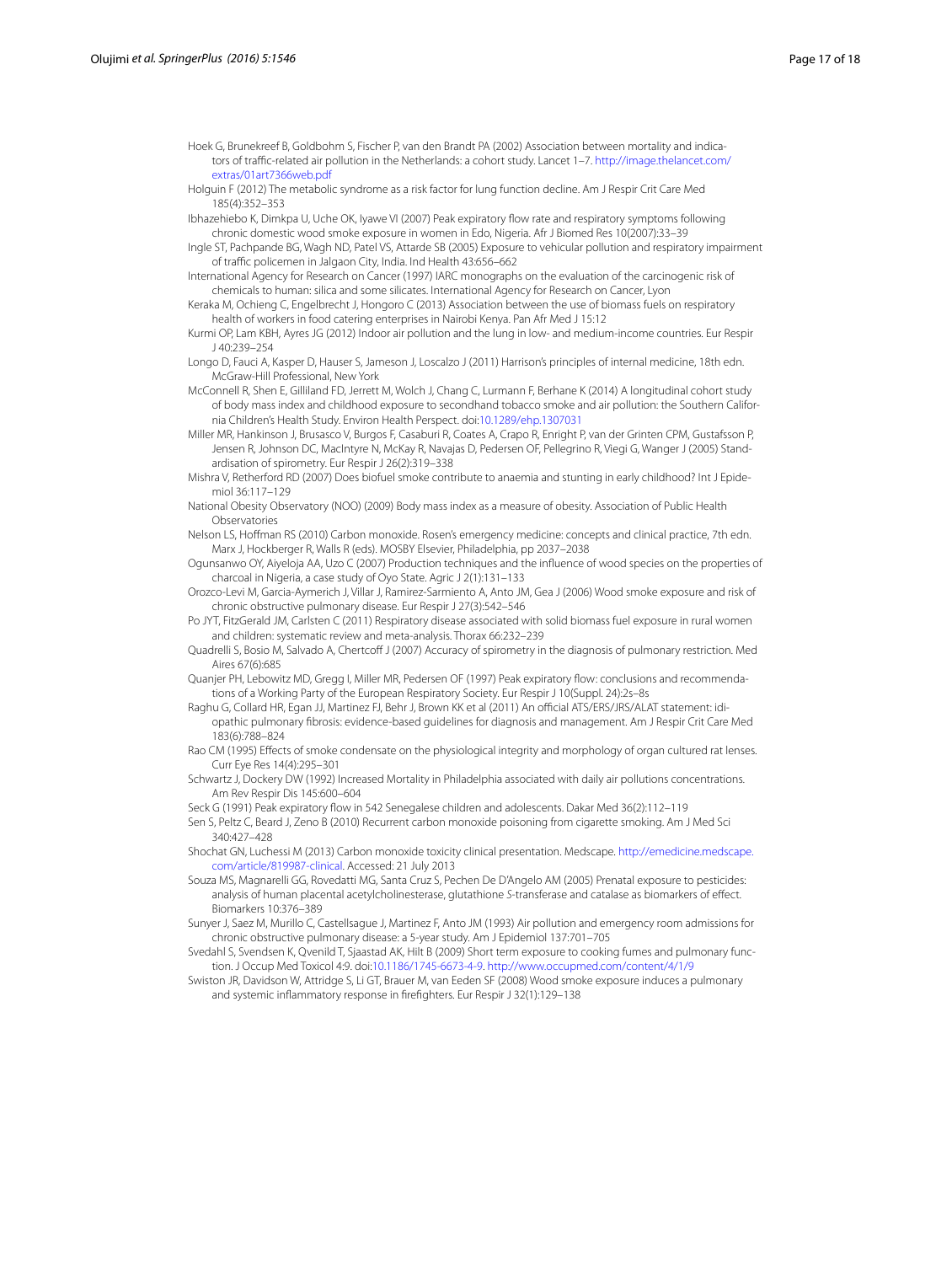Hoek G, Brunekreef B, Goldbohm S, Fischer P, van den Brandt PA (2002) Association between mortality and indicators of traffic-related air pollution in the Netherlands: a cohort study. Lancet 1–7. http://image.thelancet.com/extras/01art7366web.pdf

Holguin F (2012) The metabolic syndrome as a risk factor for lung function decline. Am J Respir Crit Care Med 185(4):352–353

Ibhazehiebo K, Dimkpa U, Uche OK, Iyawe VI (2007) Peak expiratory flow rate and respiratory symptoms following chronic domestic wood smoke exposure in women in Edo, Nigeria. Afr J Biomed Res 10(2007):33–39

Ingle ST, Pachpande BG, Wagh ND, Patel VS, Attarde SB (2005) Exposure to vehicular pollution and respiratory impairment of traffic policemen in Jalgaon City, India. Ind Health 43:656–662

International Agency for Research on Cancer (1997) IARC monographs on the evaluation of the carcinogenic risk of chemicals to human: silica and some silicates. International Agency for Research on Cancer, Lyon

Keraka M, Ochieng C, Engelbrecht J, Hongoro C (2013) Association between the use of biomass fuels on respiratory health of workers in food catering enterprises in Nairobi Kenya. Pan Afr Med J 15:12

Kurmi OP, Lam KBH, Ayres JG (2012) Indoor air pollution and the lung in low- and medium-income countries. Eur Respir J 40:239–254

Longo D, Fauci A, Kasper D, Hauser S, Jameson J, Loscalzo J (2011) Harrison's principles of internal medicine, 18th edn. McGraw-Hill Professional, New York

McConnell R, Shen E, Gilliland FD, Jerrett M, Wolch J, Chang C, Lurmann F, Berhane K (2014) A longitudinal cohort study of body mass index and childhood exposure to secondhand tobacco smoke and air pollution: the Southern California Children's Health Study. Environ Health Perspect. doi:10.1289/ehp.1307031

Miller MR, Hankinson J, Brusasco V, Burgos F, Casaburi R, Coates A, Crapo R, Enright P, van der Grinten CPM, Gustafsson P, Jensen R, Johnson DC, MacIntyre N, McKay R, Navajas D, Pedersen OF, Pellegrino R, Viegi G, Wanger J (2005) Standardisation of spirometry. Eur Respir J 26(2):319–338

Mishra V, Retherford RD (2007) Does biofuel smoke contribute to anaemia and stunting in early childhood? Int J Epidemiol 36:117–129

National Obesity Observatory (NOO) (2009) Body mass index as a measure of obesity. Association of Public Health Observatories

Nelson LS, Hoffman RS (2010) Carbon monoxide. Rosen's emergency medicine: concepts and clinical practice, 7th edn. Marx J, Hockberger R, Walls R (eds). MOSBY Elsevier, Philadelphia, pp 2037–2038

Ogunsanwo OY, Aiyeloja AA, Uzo C (2007) Production techniques and the influence of wood species on the properties of charcoal in Nigeria, a case study of Oyo State. Agric J 2(1):131–133

Orozco-Levi M, Garcia-Aymerich J, Villar J, Ramirez-Sarmiento A, Anto JM, Gea J (2006) Wood smoke exposure and risk of chronic obstructive pulmonary disease. Eur Respir J 27(3):542–546

Po JYT, FitzGerald JM, Carlsten C (2011) Respiratory disease associated with solid biomass fuel exposure in rural women and children: systematic review and meta-analysis. Thorax 66:232–239

Quadrelli S, Bosio M, Salvado A, Chertcoff J (2007) Accuracy of spirometry in the diagnosis of pulmonary restriction. Med Aires 67(6):685

Quanjer PH, Lebowitz MD, Gregg I, Miller MR, Pedersen OF (1997) Peak expiratory flow: conclusions and recommendations of a Working Party of the European Respiratory Society. Eur Respir J 10(Suppl. 24):2s–8s

Raghu G, Collard HR, Egan JJ, Martinez FJ, Behr J, Brown KK et al (2011) An official ATS/ERS/JRS/ALAT statement: idiopathic pulmonary fibrosis: evidence-based guidelines for diagnosis and management. Am J Respir Crit Care Med 183(6):788–824

Rao CM (1995) Effects of smoke condensate on the physiological integrity and morphology of organ cultured rat lenses. Curr Eye Res 14(4):295–301

Schwartz J, Dockery DW (1992) Increased Mortality in Philadelphia associated with daily air pollutions concentrations. Am Rev Respir Dis 145:600–604

Seck G (1991) Peak expiratory flow in 542 Senegalese children and adolescents. Dakar Med 36(2):112–119

Sen S, Peltz C, Beard J, Zeno B (2010) Recurrent carbon monoxide poisoning from cigarette smoking. Am J Med Sci 340:427–428

Shochat GN, Luchessi M (2013) Carbon monoxide toxicity clinical presentation. Medscape. http://emedicine.medscape.com/article/819987-clinical. Accessed: 21 July 2013

Souza MS, Magnarelli GG, Rovedatti MG, Santa Cruz S, Pechen De D'Angelo AM (2005) Prenatal exposure to pesticides: analysis of human placental acetylcholinesterase, glutathione *S*-transferase and catalase as biomarkers of effect. Biomarkers 10:376–389

Sunyer J, Saez M, Murillo C, Castellsague J, Martinez F, Anto JM (1993) Air pollution and emergency room admissions for chronic obstructive pulmonary disease: a 5-year study. Am J Epidemiol 137:701–705

Svedahl S, Svendsen K, Qvenild T, Sjaastad AK, Hilt B (2009) Short term exposure to cooking fumes and pulmonary function. J Occup Med Toxicol 4:9. doi:10.1186/1745-6673-4-9. http://www.occupmed.com/content/4/1/9

Swiston JR, Davidson W, Attridge S, Li GT, Brauer M, van Eeden SF (2008) Wood smoke exposure induces a pulmonary and systemic inflammatory response in firefighters. Eur Respir J 32(1):129–138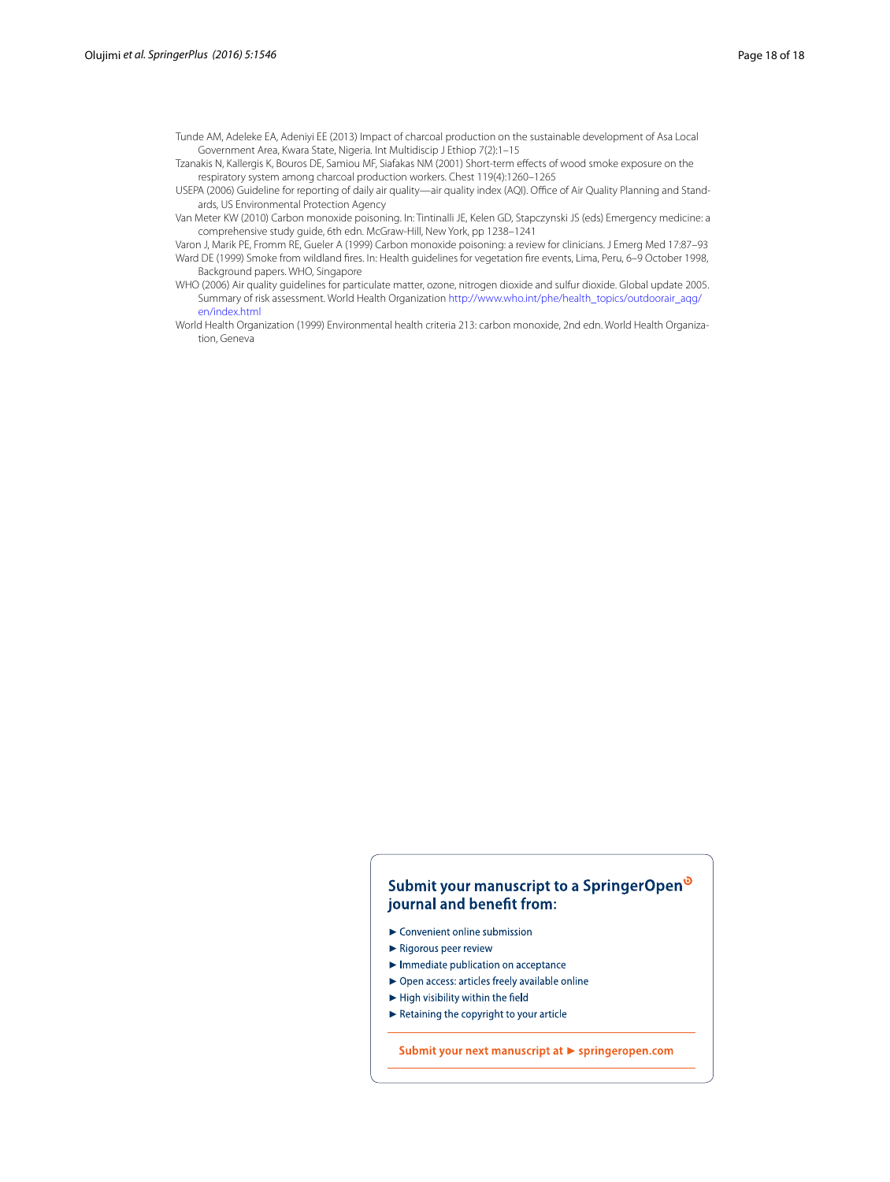Tunde AM, Adeleke EA, Adeniyi EE (2013) Impact of charcoal production on the sustainable development of Asa Local Government Area, Kwara State, Nigeria. Int Multidiscip J Ethiop 7(2):1–15

Tzanakis N, Kallergis K, Bouros DE, Samiou MF, Siafakas NM (2001) Short-term effects of wood smoke exposure on the respiratory system among charcoal production workers. Chest 119(4):1260–1265

USEPA (2006) Guideline for reporting of daily air quality—air quality index (AQI). Office of Air Quality Planning and Standards, US Environmental Protection Agency

Van Meter KW (2010) Carbon monoxide poisoning. In: Tintinalli JE, Kelen GD, Stapczynski JS (eds) Emergency medicine: a comprehensive study guide, 6th edn. McGraw-Hill, New York, pp 1238–1241

Varon J, Marik PE, Fromm RE, Gueler A (1999) Carbon monoxide poisoning: a review for clinicians. J Emerg Med 17:87–93

Ward DE (1999) Smoke from wildland fires. In: Health guidelines for vegetation fire events, Lima, Peru, 6–9 October 1998, Background papers. WHO, Singapore

WHO (2006) Air quality guidelines for particulate matter, ozone, nitrogen dioxide and sulfur dioxide. Global update 2005. Summary of risk assessment. World Health Organization http://www.who.int/phe/health_topics/outdoorair_aqg/en/index.html

World Health Organization (1999) Environmental health criteria 213: carbon monoxide, 2nd edn. World Health Organization, Geneva

**Submit your manuscript to a SpringerOpen journal and benefit from:**

- ► Convenient online submission
- ► Rigorous peer review
- ► Immediate publication on acceptance
- ► Open access: articles freely available online
- ► High visibility within the field
- ► Retaining the copyright to your article

**Submit your next manuscript at ► springeropen.com**